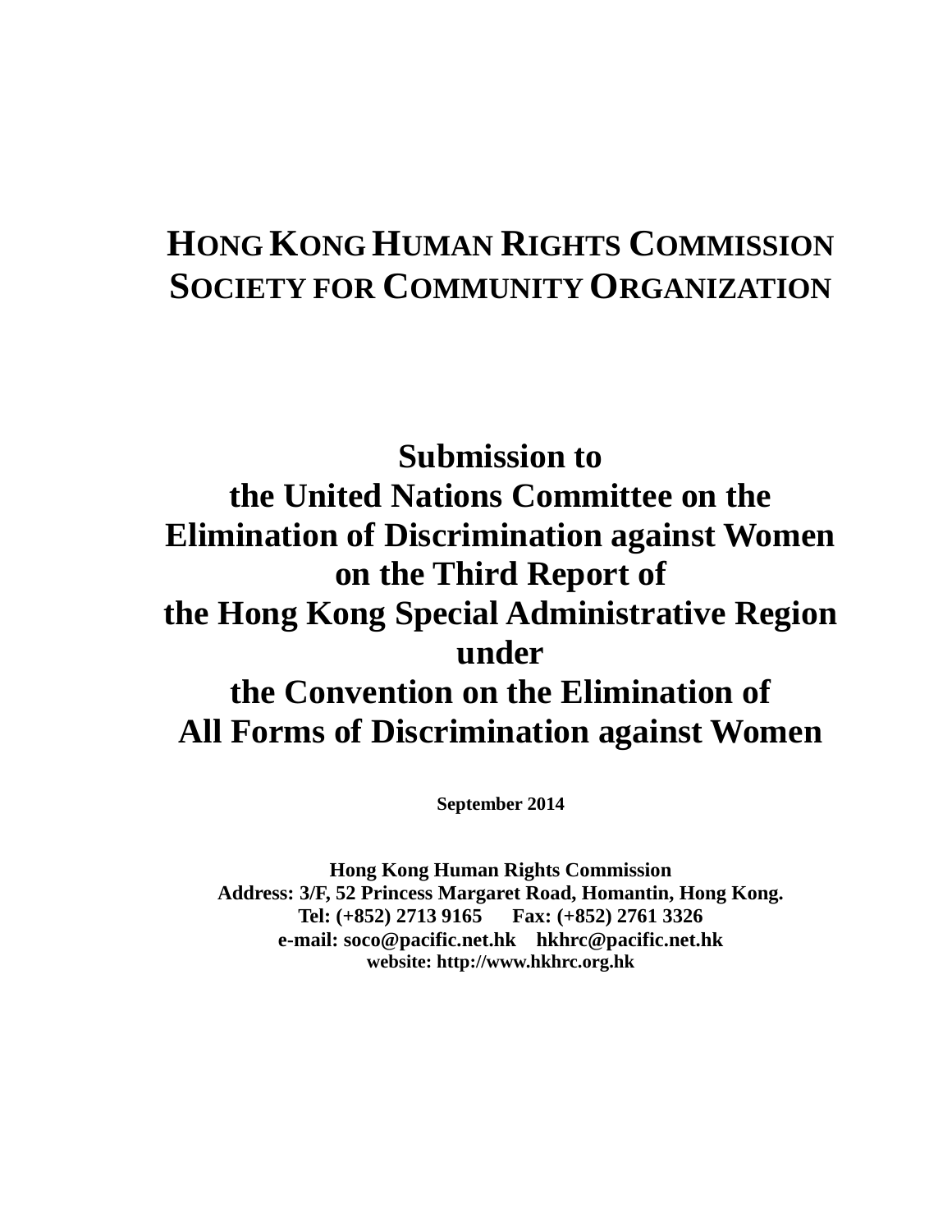# HONG KONG HUMAN RIGHTS COMMISSION
# SOCIETY FOR COMMUNITY ORGANIZATION

# Submission to the United Nations Committee on the Elimination of Discrimination against Women on the Third Report of the Hong Kong Special Administrative Region under the Convention on the Elimination of All Forms of Discrimination against Women

**September 2014**

**Hong Kong Human Rights Commission**
**Address: 3/F, 52 Princess Margaret Road, Homantin, Hong Kong.**
**Tel: (+852) 2713 9165 Fax: (+852) 2761 3326**
**e-mail: soco@pacific.net.hk hkhrc@pacific.net.hk**
**website: http://www.hkhrc.org.hk**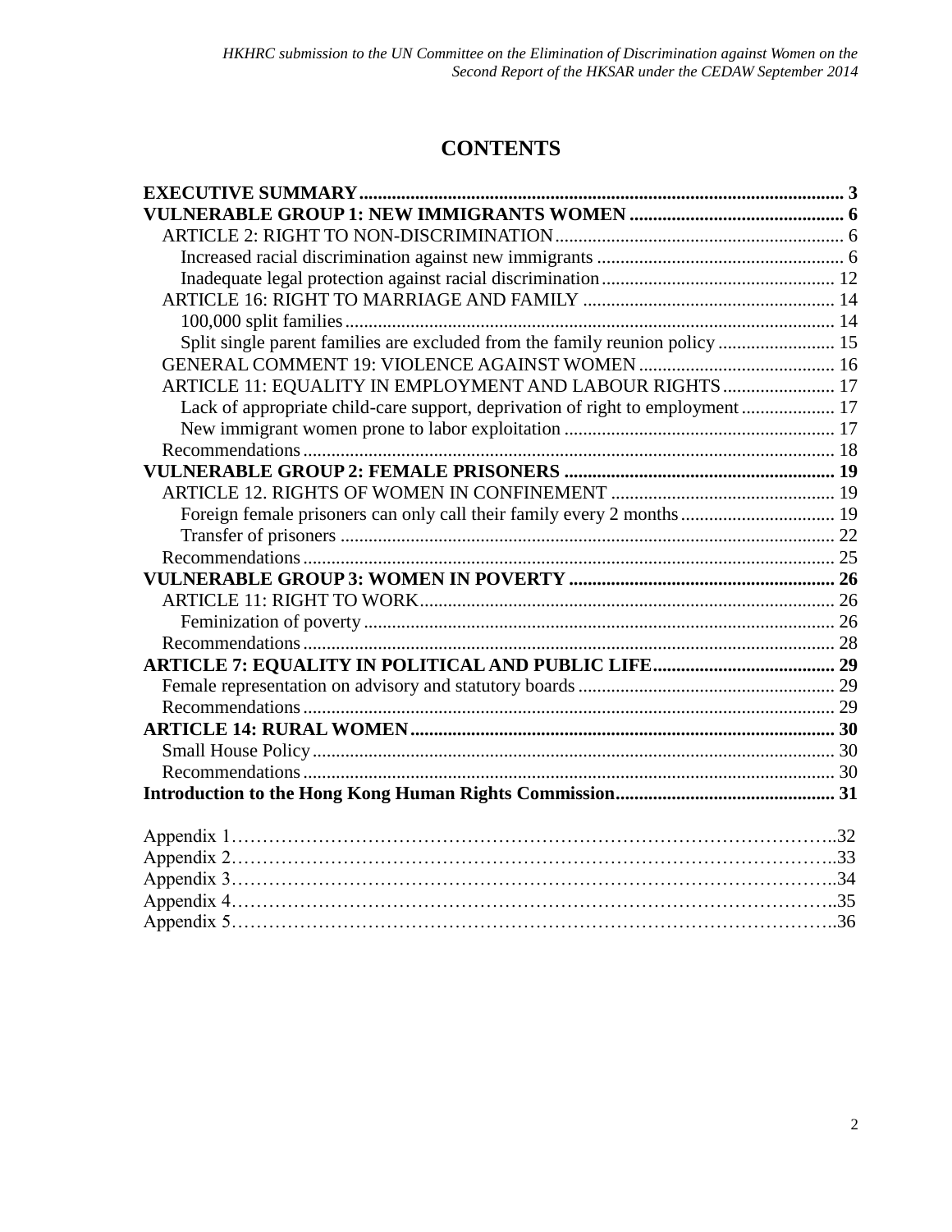# CONTENTS

**EXECUTIVE SUMMARY** ........ **3**

**VULNERABLE GROUP 1: NEW IMMIGRANTS WOMEN** ........ **6**

- ARTICLE 2: RIGHT TO NON-DISCRIMINATION ........ 6
  - Increased racial discrimination against new immigrants ........ 6
  - Inadequate legal protection against racial discrimination ........ 12
- ARTICLE 16: RIGHT TO MARRIAGE AND FAMILY ........ 14
  - 100,000 split families ........ 14
  - Split single parent families are excluded from the family reunion policy ........ 15
- GENERAL COMMENT 19: VIOLENCE AGAINST WOMEN ........ 16
- ARTICLE 11: EQUALITY IN EMPLOYMENT AND LABOUR RIGHTS ........ 17
  - Lack of appropriate child-care support, deprivation of right to employment ........ 17
  - New immigrant women prone to labor exploitation ........ 17
- Recommendations ........ 18

**VULNERABLE GROUP 2: FEMALE PRISONERS** ........ **19**

- ARTICLE 12. RIGHTS OF WOMEN IN CONFINEMENT ........ 19
  - Foreign female prisoners can only call their family every 2 months ........ 19
  - Transfer of prisoners ........ 22
- Recommendations ........ 25

**VULNERABLE GROUP 3: WOMEN IN POVERTY** ........ **26**

- ARTICLE 11: RIGHT TO WORK ........ 26
  - Feminization of poverty ........ 26
- Recommendations ........ 28

**ARTICLE 7: EQUALITY IN POLITICAL AND PUBLIC LIFE** ........ **29**

- Female representation on advisory and statutory boards ........ 29
- Recommendations ........ 29

**ARTICLE 14: RURAL WOMEN** ........ **30**

- Small House Policy ........ 30
- Recommendations ........ 30

**Introduction to the Hong Kong Human Rights Commission** ........ **31**

Appendix 1 ........ 32
Appendix 2 ........ 33
Appendix 3 ........ 34
Appendix 4 ........ 35
Appendix 5 ........ 36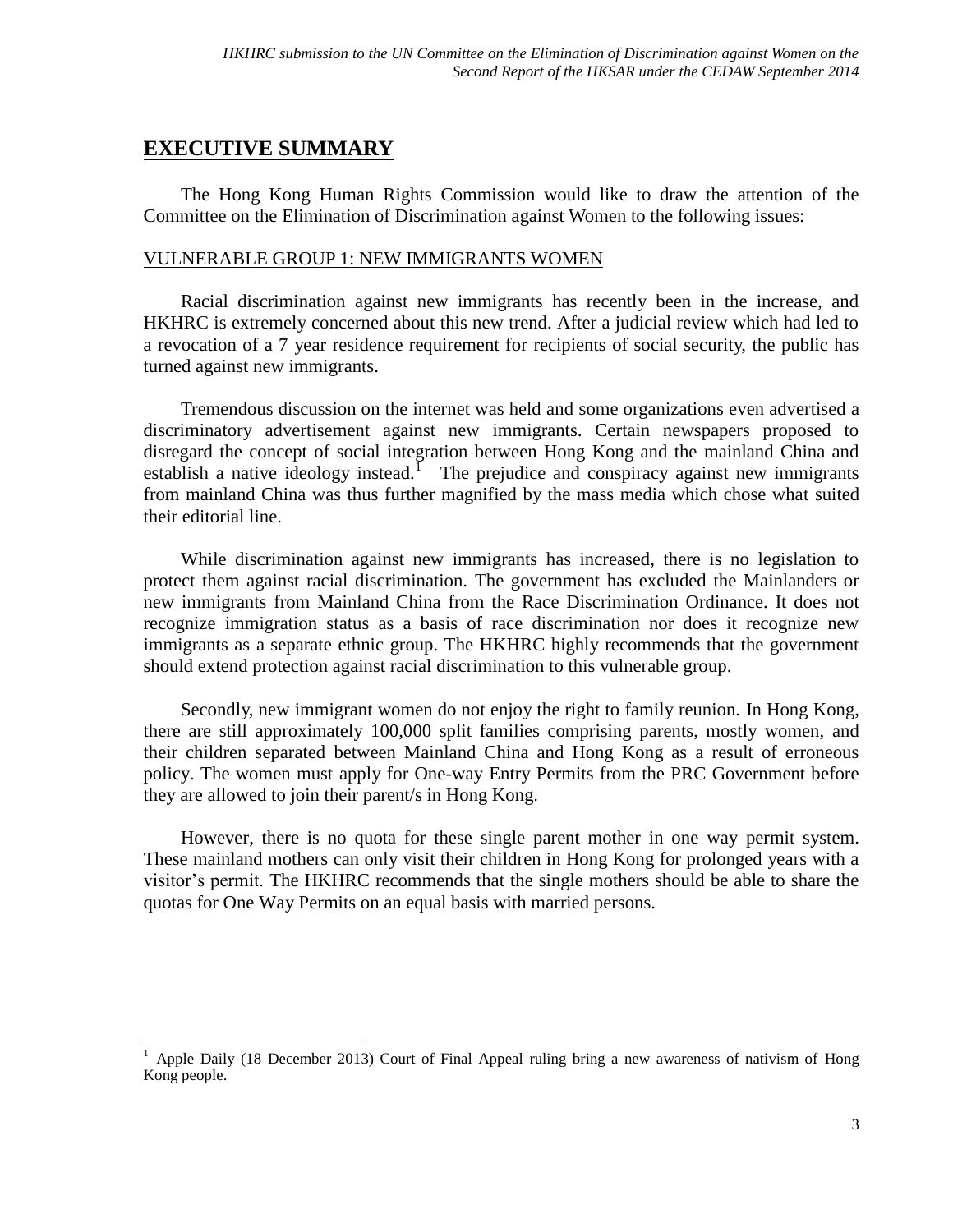## EXECUTIVE SUMMARY

The Hong Kong Human Rights Commission would like to draw the attention of the Committee on the Elimination of Discrimination against Women to the following issues:

### VULNERABLE GROUP 1: NEW IMMIGRANTS WOMEN

Racial discrimination against new immigrants has recently been in the increase, and HKHRC is extremely concerned about this new trend. After a judicial review which had led to a revocation of a 7 year residence requirement for recipients of social security, the public has turned against new immigrants.

Tremendous discussion on the internet was held and some organizations even advertised a discriminatory advertisement against new immigrants. Certain newspapers proposed to disregard the concept of social integration between Hong Kong and the mainland China and establish a native ideology instead.[1] The prejudice and conspiracy against new immigrants from mainland China was thus further magnified by the mass media which chose what suited their editorial line.

While discrimination against new immigrants has increased, there is no legislation to protect them against racial discrimination. The government has excluded the Mainlanders or new immigrants from Mainland China from the Race Discrimination Ordinance. It does not recognize immigration status as a basis of race discrimination nor does it recognize new immigrants as a separate ethnic group. The HKHRC highly recommends that the government should extend protection against racial discrimination to this vulnerable group.

Secondly, new immigrant women do not enjoy the right to family reunion. In Hong Kong, there are still approximately 100,000 split families comprising parents, mostly women, and their children separated between Mainland China and Hong Kong as a result of erroneous policy. The women must apply for One-way Entry Permits from the PRC Government before they are allowed to join their parent/s in Hong Kong.

However, there is no quota for these single parent mother in one way permit system. These mainland mothers can only visit their children in Hong Kong for prolonged years with a visitor's permit. The HKHRC recommends that the single mothers should be able to share the quotas for One Way Permits on an equal basis with married persons.

---

[1] Apple Daily (18 December 2013) Court of Final Appeal ruling bring a new awareness of nativism of Hong Kong people.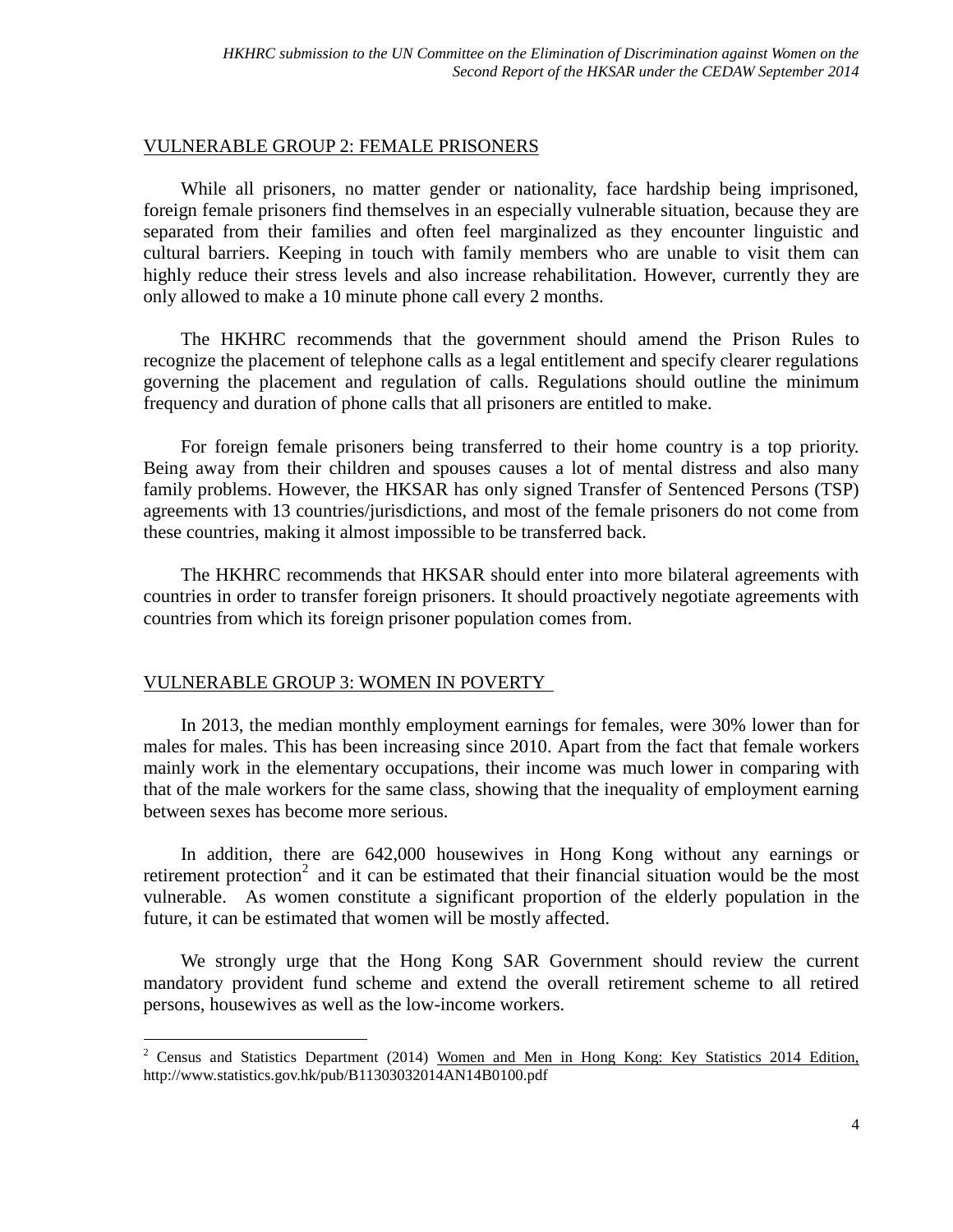## VULNERABLE GROUP 2: FEMALE PRISONERS

While all prisoners, no matter gender or nationality, face hardship being imprisoned, foreign female prisoners find themselves in an especially vulnerable situation, because they are separated from their families and often feel marginalized as they encounter linguistic and cultural barriers. Keeping in touch with family members who are unable to visit them can highly reduce their stress levels and also increase rehabilitation. However, currently they are only allowed to make a 10 minute phone call every 2 months.

The HKHRC recommends that the government should amend the Prison Rules to recognize the placement of telephone calls as a legal entitlement and specify clearer regulations governing the placement and regulation of calls. Regulations should outline the minimum frequency and duration of phone calls that all prisoners are entitled to make.

For foreign female prisoners being transferred to their home country is a top priority. Being away from their children and spouses causes a lot of mental distress and also many family problems. However, the HKSAR has only signed Transfer of Sentenced Persons (TSP) agreements with 13 countries/jurisdictions, and most of the female prisoners do not come from these countries, making it almost impossible to be transferred back.

The HKHRC recommends that HKSAR should enter into more bilateral agreements with countries in order to transfer foreign prisoners. It should proactively negotiate agreements with countries from which its foreign prisoner population comes from.

## VULNERABLE GROUP 3: WOMEN IN POVERTY

In 2013, the median monthly employment earnings for females, were 30% lower than for males for males. This has been increasing since 2010. Apart from the fact that female workers mainly work in the elementary occupations, their income was much lower in comparing with that of the male workers for the same class, showing that the inequality of employment earning between sexes has become more serious.

In addition, there are 642,000 housewives in Hong Kong without any earnings or retirement protection[2] and it can be estimated that their financial situation would be the most vulnerable. As women constitute a significant proportion of the elderly population in the future, it can be estimated that women will be mostly affected.

We strongly urge that the Hong Kong SAR Government should review the current mandatory provident fund scheme and extend the overall retirement scheme to all retired persons, housewives as well as the low-income workers.

---

[2] Census and Statistics Department (2014) Women and Men in Hong Kong: Key Statistics 2014 Edition, http://www.statistics.gov.hk/pub/B11303032014AN14B0100.pdf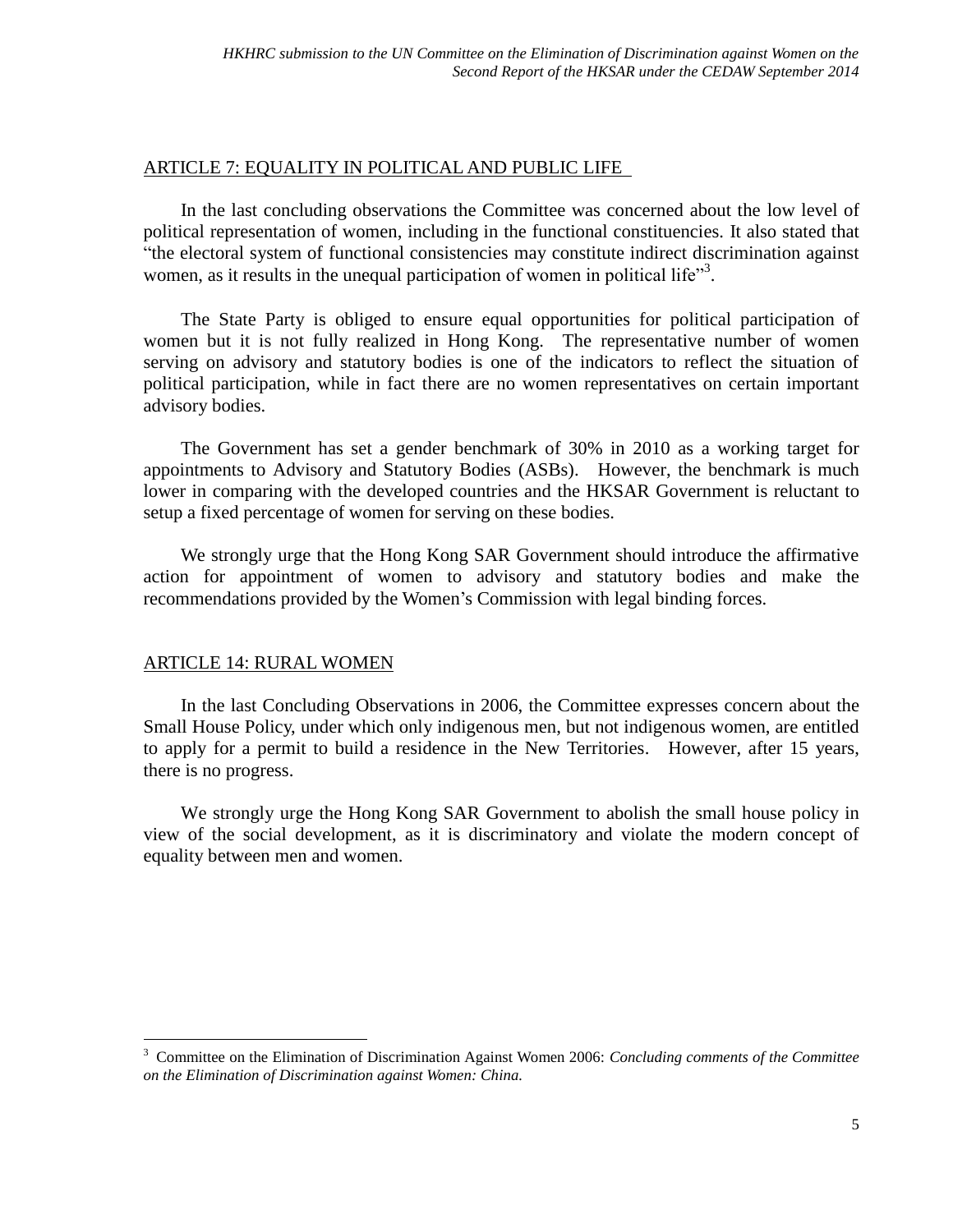## ARTICLE 7: EQUALITY IN POLITICAL AND PUBLIC LIFE

In the last concluding observations the Committee was concerned about the low level of political representation of women, including in the functional constituencies. It also stated that "the electoral system of functional consistencies may constitute indirect discrimination against women, as it results in the unequal participation of women in political life"[3].

The State Party is obliged to ensure equal opportunities for political participation of women but it is not fully realized in Hong Kong. The representative number of women serving on advisory and statutory bodies is one of the indicators to reflect the situation of political participation, while in fact there are no women representatives on certain important advisory bodies.

The Government has set a gender benchmark of 30% in 2010 as a working target for appointments to Advisory and Statutory Bodies (ASBs). However, the benchmark is much lower in comparing with the developed countries and the HKSAR Government is reluctant to setup a fixed percentage of women for serving on these bodies.

We strongly urge that the Hong Kong SAR Government should introduce the affirmative action for appointment of women to advisory and statutory bodies and make the recommendations provided by the Women's Commission with legal binding forces.

## ARTICLE 14: RURAL WOMEN

In the last Concluding Observations in 2006, the Committee expresses concern about the Small House Policy, under which only indigenous men, but not indigenous women, are entitled to apply for a permit to build a residence in the New Territories. However, after 15 years, there is no progress.

We strongly urge the Hong Kong SAR Government to abolish the small house policy in view of the social development, as it is discriminatory and violate the modern concept of equality between men and women.

---

[3] Committee on the Elimination of Discrimination Against Women 2006: *Concluding comments of the Committee on the Elimination of Discrimination against Women: China.*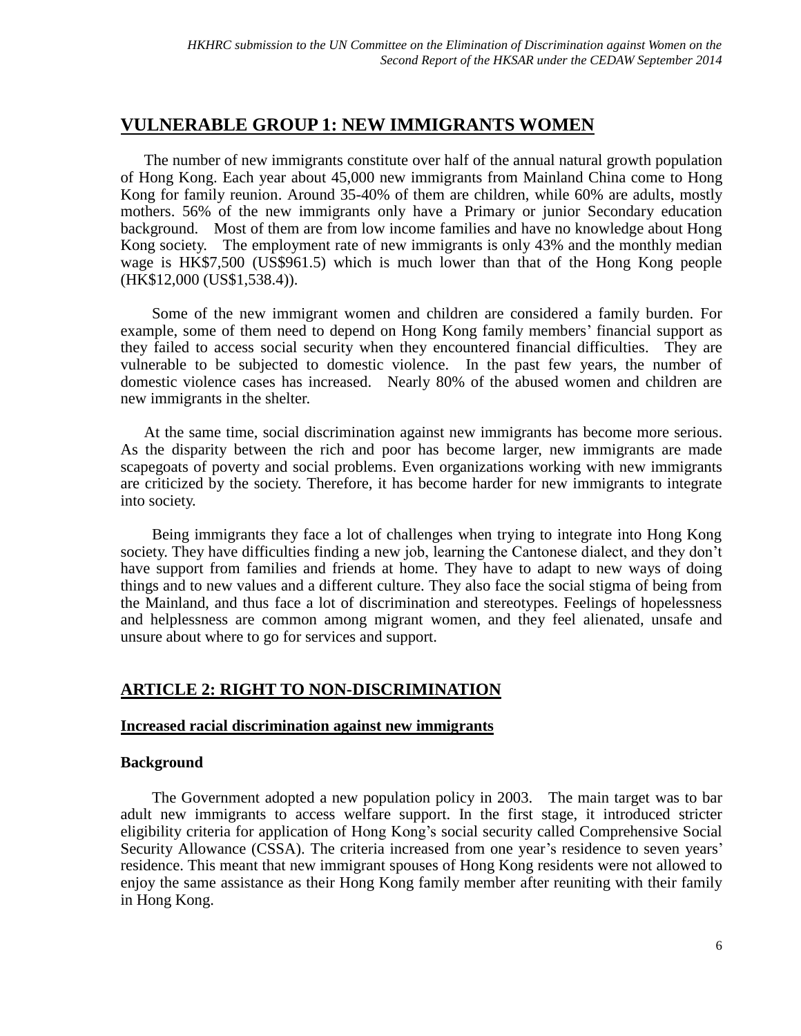## VULNERABLE GROUP 1: NEW IMMIGRANTS WOMEN

The number of new immigrants constitute over half of the annual natural growth population of Hong Kong. Each year about 45,000 new immigrants from Mainland China come to Hong Kong for family reunion. Around 35-40% of them are children, while 60% are adults, mostly mothers. 56% of the new immigrants only have a Primary or junior Secondary education background. Most of them are from low income families and have no knowledge about Hong Kong society. The employment rate of new immigrants is only 43% and the monthly median wage is HK$7,500 (US$961.5) which is much lower than that of the Hong Kong people (HK$12,000 (US$1,538.4)).

Some of the new immigrant women and children are considered a family burden. For example, some of them need to depend on Hong Kong family members' financial support as they failed to access social security when they encountered financial difficulties. They are vulnerable to be subjected to domestic violence. In the past few years, the number of domestic violence cases has increased. Nearly 80% of the abused women and children are new immigrants in the shelter.

At the same time, social discrimination against new immigrants has become more serious. As the disparity between the rich and poor has become larger, new immigrants are made scapegoats of poverty and social problems. Even organizations working with new immigrants are criticized by the society. Therefore, it has become harder for new immigrants to integrate into society.

Being immigrants they face a lot of challenges when trying to integrate into Hong Kong society. They have difficulties finding a new job, learning the Cantonese dialect, and they don't have support from families and friends at home. They have to adapt to new ways of doing things and to new values and a different culture. They also face the social stigma of being from the Mainland, and thus face a lot of discrimination and stereotypes. Feelings of hopelessness and helplessness are common among migrant women, and they feel alienated, unsafe and unsure about where to go for services and support.

## ARTICLE 2: RIGHT TO NON-DISCRIMINATION

### Increased racial discrimination against new immigrants

**Background**

The Government adopted a new population policy in 2003. The main target was to bar adult new immigrants to access welfare support. In the first stage, it introduced stricter eligibility criteria for application of Hong Kong's social security called Comprehensive Social Security Allowance (CSSA). The criteria increased from one year's residence to seven years' residence. This meant that new immigrant spouses of Hong Kong residents were not allowed to enjoy the same assistance as their Hong Kong family member after reuniting with their family in Hong Kong.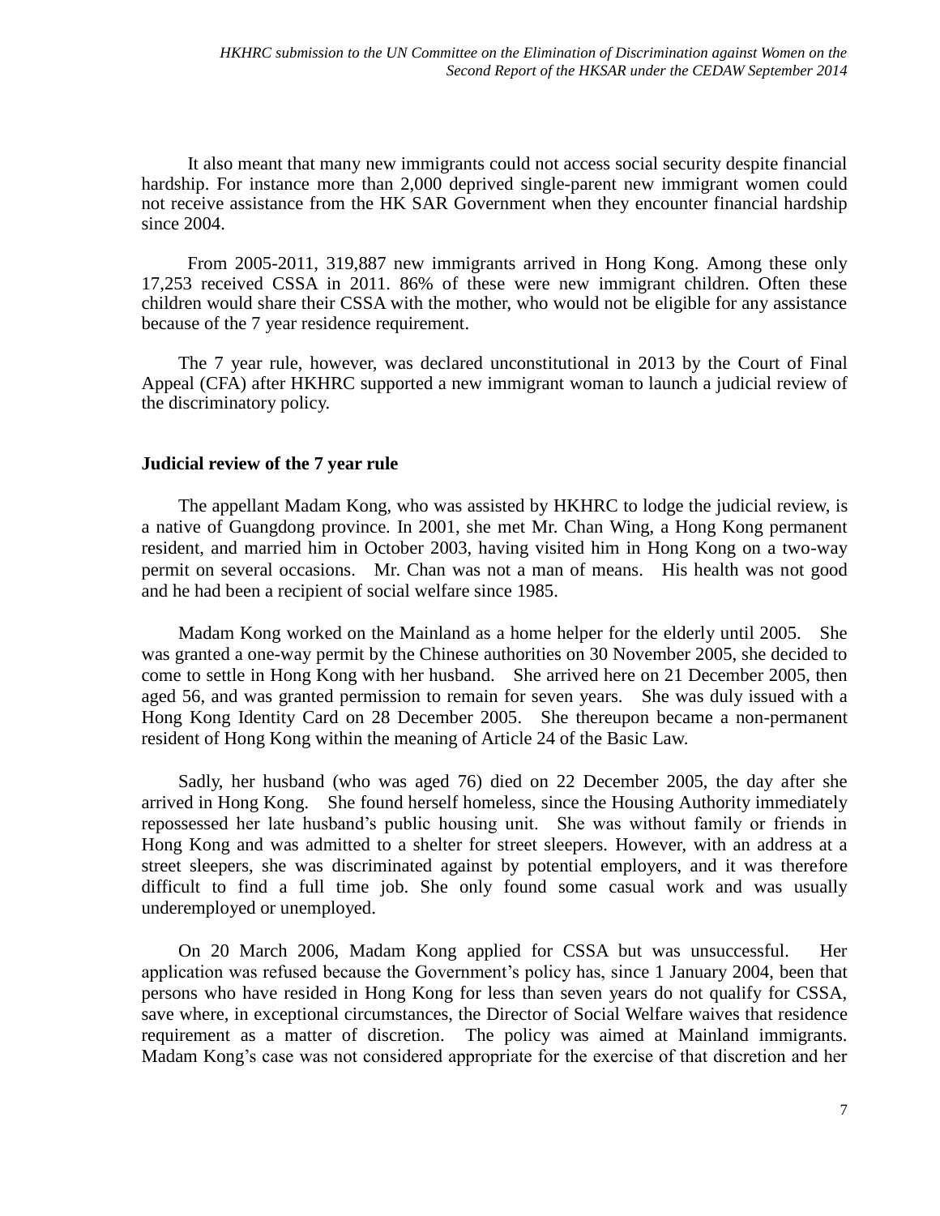It also meant that many new immigrants could not access social security despite financial hardship. For instance more than 2,000 deprived single-parent new immigrant women could not receive assistance from the HK SAR Government when they encounter financial hardship since 2004.

From 2005-2011, 319,887 new immigrants arrived in Hong Kong. Among these only 17,253 received CSSA in 2011. 86% of these were new immigrant children. Often these children would share their CSSA with the mother, who would not be eligible for any assistance because of the 7 year residence requirement.

The 7 year rule, however, was declared unconstitutional in 2013 by the Court of Final Appeal (CFA) after HKHRC supported a new immigrant woman to launch a judicial review of the discriminatory policy.

**Judicial review of the 7 year rule**

The appellant Madam Kong, who was assisted by HKHRC to lodge the judicial review, is a native of Guangdong province. In 2001, she met Mr. Chan Wing, a Hong Kong permanent resident, and married him in October 2003, having visited him in Hong Kong on a two-way permit on several occasions. Mr. Chan was not a man of means. His health was not good and he had been a recipient of social welfare since 1985.

Madam Kong worked on the Mainland as a home helper for the elderly until 2005. She was granted a one-way permit by the Chinese authorities on 30 November 2005, she decided to come to settle in Hong Kong with her husband. She arrived here on 21 December 2005, then aged 56, and was granted permission to remain for seven years. She was duly issued with a Hong Kong Identity Card on 28 December 2005. She thereupon became a non-permanent resident of Hong Kong within the meaning of Article 24 of the Basic Law.

Sadly, her husband (who was aged 76) died on 22 December 2005, the day after she arrived in Hong Kong. She found herself homeless, since the Housing Authority immediately repossessed her late husband's public housing unit. She was without family or friends in Hong Kong and was admitted to a shelter for street sleepers. However, with an address at a street sleepers, she was discriminated against by potential employers, and it was therefore difficult to find a full time job. She only found some casual work and was usually underemployed or unemployed.

On 20 March 2006, Madam Kong applied for CSSA but was unsuccessful. Her application was refused because the Government's policy has, since 1 January 2004, been that persons who have resided in Hong Kong for less than seven years do not qualify for CSSA, save where, in exceptional circumstances, the Director of Social Welfare waives that residence requirement as a matter of discretion. The policy was aimed at Mainland immigrants. Madam Kong's case was not considered appropriate for the exercise of that discretion and her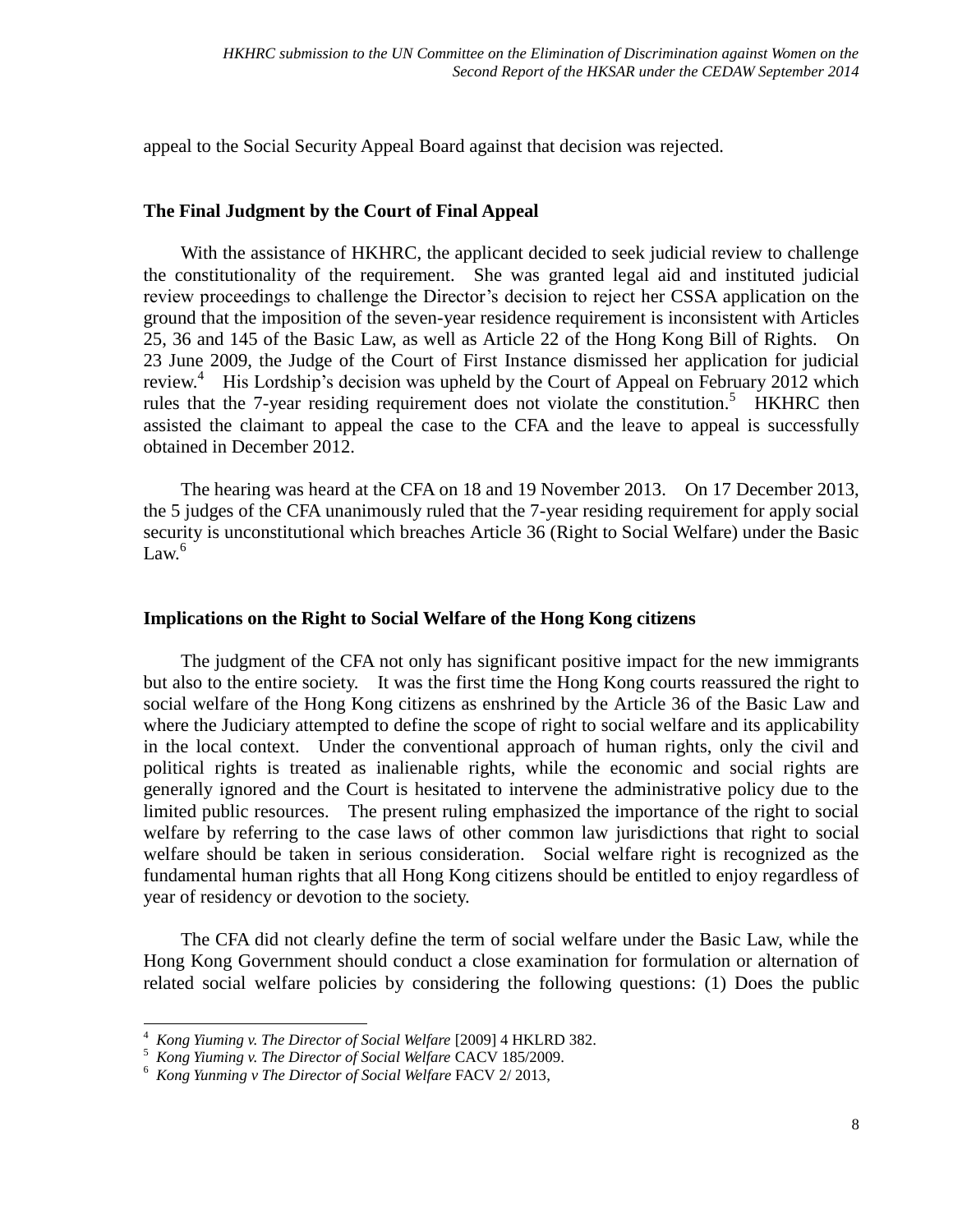appeal to the Social Security Appeal Board against that decision was rejected.

### The Final Judgment by the Court of Final Appeal

With the assistance of HKHRC, the applicant decided to seek judicial review to challenge the constitutionality of the requirement. She was granted legal aid and instituted judicial review proceedings to challenge the Director's decision to reject her CSSA application on the ground that the imposition of the seven-year residence requirement is inconsistent with Articles 25, 36 and 145 of the Basic Law, as well as Article 22 of the Hong Kong Bill of Rights. On 23 June 2009, the Judge of the Court of First Instance dismissed her application for judicial review.[4] His Lordship's decision was upheld by the Court of Appeal on February 2012 which rules that the 7-year residing requirement does not violate the constitution.[5] HKHRC then assisted the claimant to appeal the case to the CFA and the leave to appeal is successfully obtained in December 2012.

The hearing was heard at the CFA on 18 and 19 November 2013. On 17 December 2013, the 5 judges of the CFA unanimously ruled that the 7-year residing requirement for apply social security is unconstitutional which breaches Article 36 (Right to Social Welfare) under the Basic Law.[6]

### Implications on the Right to Social Welfare of the Hong Kong citizens

The judgment of the CFA not only has significant positive impact for the new immigrants but also to the entire society. It was the first time the Hong Kong courts reassured the right to social welfare of the Hong Kong citizens as enshrined by the Article 36 of the Basic Law and where the Judiciary attempted to define the scope of right to social welfare and its applicability in the local context. Under the conventional approach of human rights, only the civil and political rights is treated as inalienable rights, while the economic and social rights are generally ignored and the Court is hesitated to intervene the administrative policy due to the limited public resources. The present ruling emphasized the importance of the right to social welfare by referring to the case laws of other common law jurisdictions that right to social welfare should be taken in serious consideration. Social welfare right is recognized as the fundamental human rights that all Hong Kong citizens should be entitled to enjoy regardless of year of residency or devotion to the society.

The CFA did not clearly define the term of social welfare under the Basic Law, while the Hong Kong Government should conduct a close examination for formulation or alternation of related social welfare policies by considering the following questions: (1) Does the public

---

[4] *Kong Yiuming v. The Director of Social Welfare* [2009] 4 HKLRD 382.

[5] *Kong Yiuming v. The Director of Social Welfare* CACV 185/2009.

[6] *Kong Yunming v The Director of Social Welfare* FACV 2/ 2013,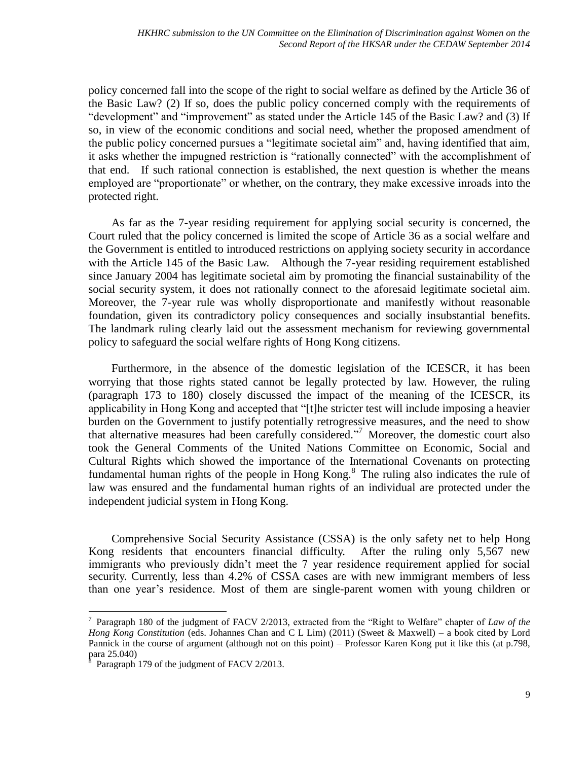policy concerned fall into the scope of the right to social welfare as defined by the Article 36 of the Basic Law? (2) If so, does the public policy concerned comply with the requirements of "development" and "improvement" as stated under the Article 145 of the Basic Law? and (3) If so, in view of the economic conditions and social need, whether the proposed amendment of the public policy concerned pursues a "legitimate societal aim" and, having identified that aim, it asks whether the impugned restriction is "rationally connected" with the accomplishment of that end. If such rational connection is established, the next question is whether the means employed are "proportionate" or whether, on the contrary, they make excessive inroads into the protected right.

As far as the 7-year residing requirement for applying social security is concerned, the Court ruled that the policy concerned is limited the scope of Article 36 as a social welfare and the Government is entitled to introduced restrictions on applying society security in accordance with the Article 145 of the Basic Law. Although the 7-year residing requirement established since January 2004 has legitimate societal aim by promoting the financial sustainability of the social security system, it does not rationally connect to the aforesaid legitimate societal aim. Moreover, the 7-year rule was wholly disproportionate and manifestly without reasonable foundation, given its contradictory policy consequences and socially insubstantial benefits. The landmark ruling clearly laid out the assessment mechanism for reviewing governmental policy to safeguard the social welfare rights of Hong Kong citizens.

Furthermore, in the absence of the domestic legislation of the ICESCR, it has been worrying that those rights stated cannot be legally protected by law. However, the ruling (paragraph 173 to 180) closely discussed the impact of the meaning of the ICESCR, its applicability in Hong Kong and accepted that "[t]he stricter test will include imposing a heavier burden on the Government to justify potentially retrogressive measures, and the need to show that alternative measures had been carefully considered."[7] Moreover, the domestic court also took the General Comments of the United Nations Committee on Economic, Social and Cultural Rights which showed the importance of the International Covenants on protecting fundamental human rights of the people in Hong Kong.[8] The ruling also indicates the rule of law was ensured and the fundamental human rights of an individual are protected under the independent judicial system in Hong Kong.

Comprehensive Social Security Assistance (CSSA) is the only safety net to help Hong Kong residents that encounters financial difficulty. After the ruling only 5,567 new immigrants who previously didn't meet the 7 year residence requirement applied for social security. Currently, less than 4.2% of CSSA cases are with new immigrant members of less than one year's residence. Most of them are single-parent women with young children or

---

[7] Paragraph 180 of the judgment of FACV 2/2013, extracted from the "Right to Welfare" chapter of *Law of the Hong Kong Constitution* (eds. Johannes Chan and C L Lim) (2011) (Sweet & Maxwell) – a book cited by Lord Pannick in the course of argument (although not on this point) – Professor Karen Kong put it like this (at p.798, para 25.040)

[8] Paragraph 179 of the judgment of FACV 2/2013.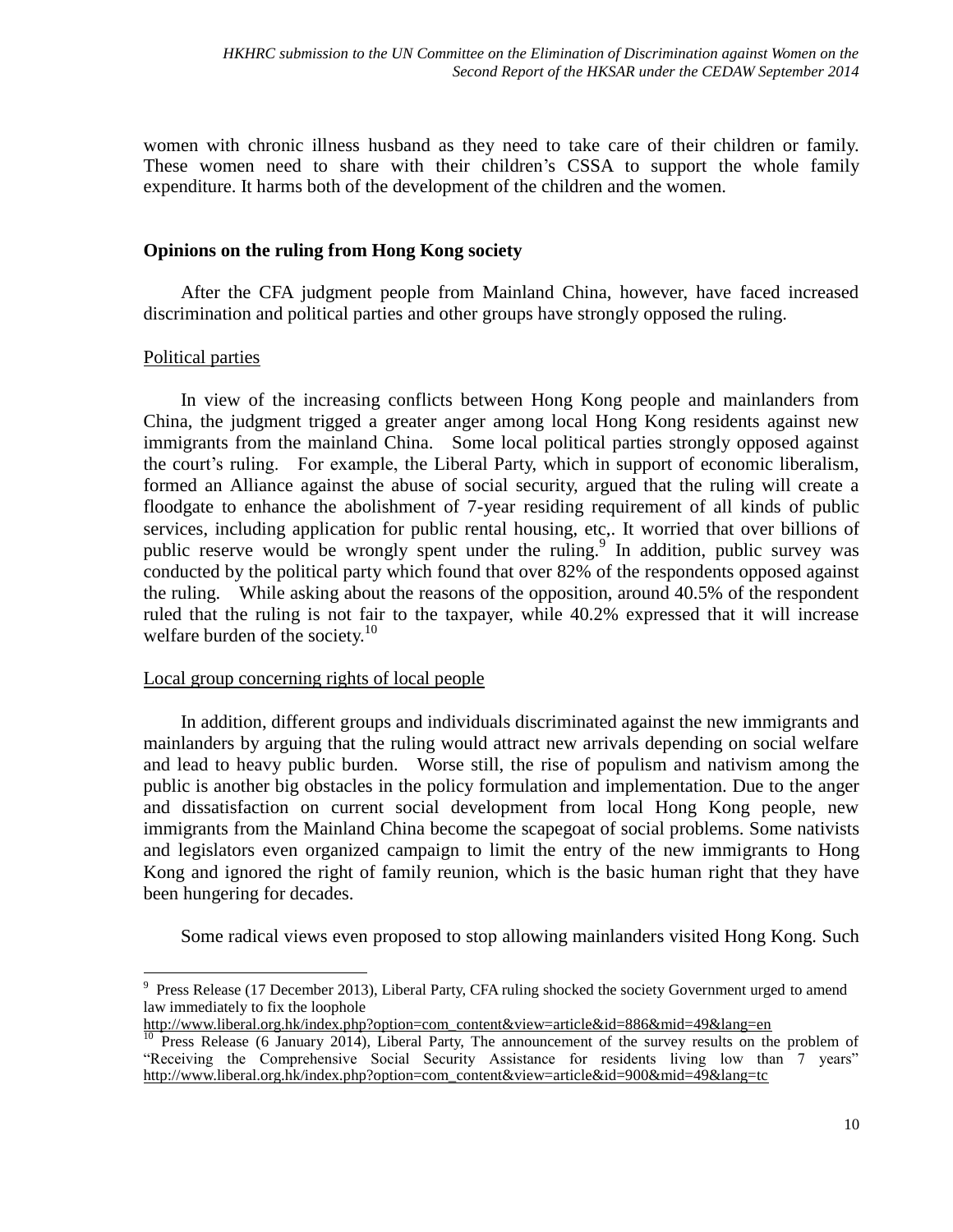women with chronic illness husband as they need to take care of their children or family. These women need to share with their children's CSSA to support the whole family expenditure. It harms both of the development of the children and the women.

**Opinions on the ruling from Hong Kong society**

After the CFA judgment people from Mainland China, however, have faced increased discrimination and political parties and other groups have strongly opposed the ruling.

Political parties

In view of the increasing conflicts between Hong Kong people and mainlanders from China, the judgment trigged a greater anger among local Hong Kong residents against new immigrants from the mainland China. Some local political parties strongly opposed against the court's ruling. For example, the Liberal Party, which in support of economic liberalism, formed an Alliance against the abuse of social security, argued that the ruling will create a floodgate to enhance the abolishment of 7-year residing requirement of all kinds of public services, including application for public rental housing, etc,. It worried that over billions of public reserve would be wrongly spent under the ruling.[9] In addition, public survey was conducted by the political party which found that over 82% of the respondents opposed against the ruling. While asking about the reasons of the opposition, around 40.5% of the respondent ruled that the ruling is not fair to the taxpayer, while 40.2% expressed that it will increase welfare burden of the society.[10]

Local group concerning rights of local people

In addition, different groups and individuals discriminated against the new immigrants and mainlanders by arguing that the ruling would attract new arrivals depending on social welfare and lead to heavy public burden. Worse still, the rise of populism and nativism among the public is another big obstacles in the policy formulation and implementation. Due to the anger and dissatisfaction on current social development from local Hong Kong people, new immigrants from the Mainland China become the scapegoat of social problems. Some nativists and legislators even organized campaign to limit the entry of the new immigrants to Hong Kong and ignored the right of family reunion, which is the basic human right that they have been hungering for decades.

Some radical views even proposed to stop allowing mainlanders visited Hong Kong. Such

---

[9] Press Release (17 December 2013), Liberal Party, CFA ruling shocked the society Government urged to amend law immediately to fix the loophole http://www.liberal.org.hk/index.php?option=com_content&view=article&id=886&mid=49&lang=en

[10] Press Release (6 January 2014), Liberal Party, The announcement of the survey results on the problem of "Receiving the Comprehensive Social Security Assistance for residents living low than 7 years" http://www.liberal.org.hk/index.php?option=com_content&view=article&id=900&mid=49&lang=tc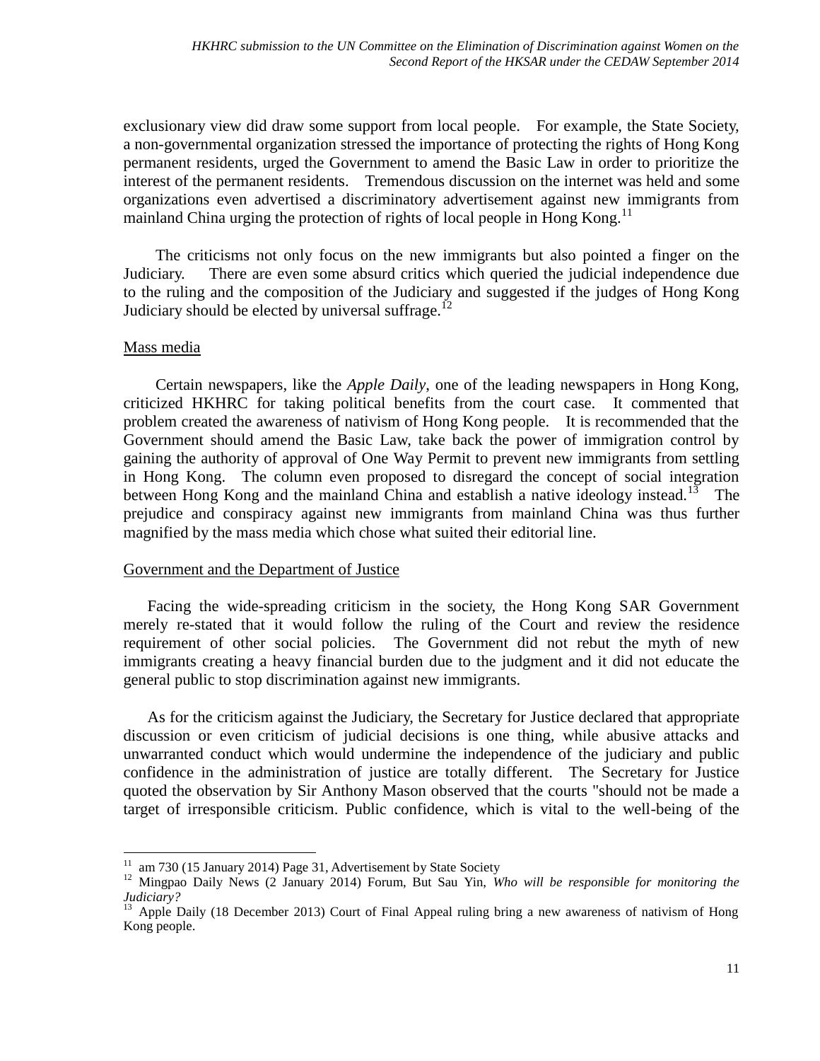exclusionary view did draw some support from local people. For example, the State Society, a non-governmental organization stressed the importance of protecting the rights of Hong Kong permanent residents, urged the Government to amend the Basic Law in order to prioritize the interest of the permanent residents. Tremendous discussion on the internet was held and some organizations even advertised a discriminatory advertisement against new immigrants from mainland China urging the protection of rights of local people in Hong Kong.[11]

The criticisms not only focus on the new immigrants but also pointed a finger on the Judiciary. There are even some absurd critics which queried the judicial independence due to the ruling and the composition of the Judiciary and suggested if the judges of Hong Kong Judiciary should be elected by universal suffrage.[12]

Mass media

Certain newspapers, like the *Apple Daily*, one of the leading newspapers in Hong Kong, criticized HKHRC for taking political benefits from the court case. It commented that problem created the awareness of nativism of Hong Kong people. It is recommended that the Government should amend the Basic Law, take back the power of immigration control by gaining the authority of approval of One Way Permit to prevent new immigrants from settling in Hong Kong. The column even proposed to disregard the concept of social integration between Hong Kong and the mainland China and establish a native ideology instead.[13] The prejudice and conspiracy against new immigrants from mainland China was thus further magnified by the mass media which chose what suited their editorial line.

Government and the Department of Justice

Facing the wide-spreading criticism in the society, the Hong Kong SAR Government merely re-stated that it would follow the ruling of the Court and review the residence requirement of other social policies. The Government did not rebut the myth of new immigrants creating a heavy financial burden due to the judgment and it did not educate the general public to stop discrimination against new immigrants.

As for the criticism against the Judiciary, the Secretary for Justice declared that appropriate discussion or even criticism of judicial decisions is one thing, while abusive attacks and unwarranted conduct which would undermine the independence of the judiciary and public confidence in the administration of justice are totally different. The Secretary for Justice quoted the observation by Sir Anthony Mason observed that the courts "should not be made a target of irresponsible criticism. Public confidence, which is vital to the well-being of the

---

[11] am 730 (15 January 2014) Page 31, Advertisement by State Society

[12] Mingpao Daily News (2 January 2014) Forum, But Sau Yin, *Who will be responsible for monitoring the Judiciary?*

[13] Apple Daily (18 December 2013) Court of Final Appeal ruling bring a new awareness of nativism of Hong Kong people.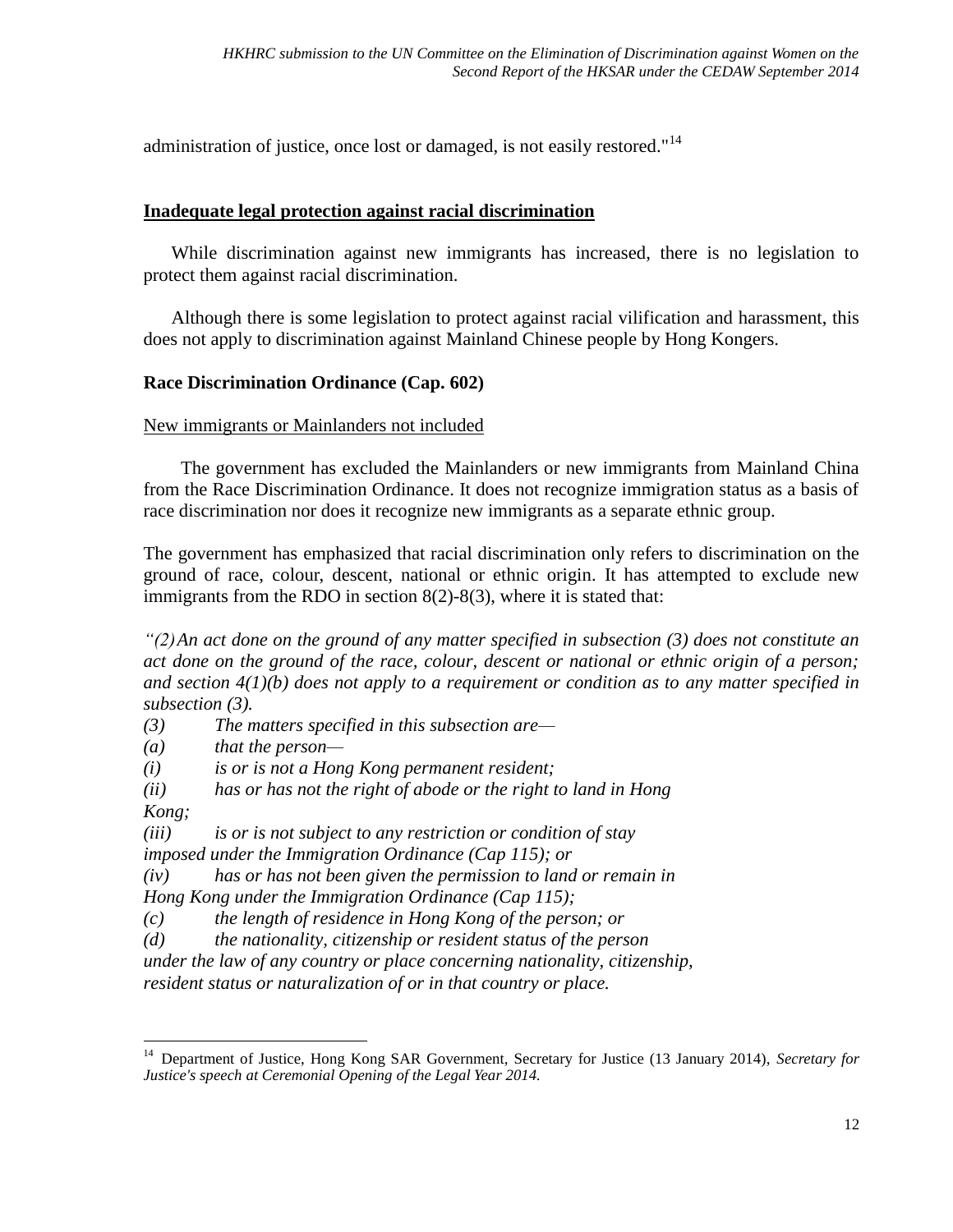administration of justice, once lost or damaged, is not easily restored."[14]

**Inadequate legal protection against racial discrimination**

While discrimination against new immigrants has increased, there is no legislation to protect them against racial discrimination.

Although there is some legislation to protect against racial vilification and harassment, this does not apply to discrimination against Mainland Chinese people by Hong Kongers.

### Race Discrimination Ordinance (Cap. 602)

New immigrants or Mainlanders not included

The government has excluded the Mainlanders or new immigrants from Mainland China from the Race Discrimination Ordinance. It does not recognize immigration status as a basis of race discrimination nor does it recognize new immigrants as a separate ethnic group.

The government has emphasized that racial discrimination only refers to discrimination on the ground of race, colour, descent, national or ethnic origin. It has attempted to exclude new immigrants from the RDO in section 8(2)-8(3), where it is stated that:

*"(2) An act done on the ground of any matter specified in subsection (3) does not constitute an act done on the ground of the race, colour, descent or national or ethnic origin of a person; and section 4(1)(b) does not apply to a requirement or condition as to any matter specified in subsection (3).*

*(3) The matters specified in this subsection are—*

*(a) that the person—*

*(i) is or is not a Hong Kong permanent resident;*

*(ii) has or has not the right of abode or the right to land in Hong Kong;*

*(iii) is or is not subject to any restriction or condition of stay imposed under the Immigration Ordinance (Cap 115); or*

*(iv) has or has not been given the permission to land or remain in Hong Kong under the Immigration Ordinance (Cap 115);*

*(c) the length of residence in Hong Kong of the person; or*

*(d) the nationality, citizenship or resident status of the person under the law of any country or place concerning nationality, citizenship, resident status or naturalization of or in that country or place.*

---

[14] Department of Justice, Hong Kong SAR Government, Secretary for Justice (13 January 2014), *Secretary for Justice's speech at Ceremonial Opening of the Legal Year 2014.*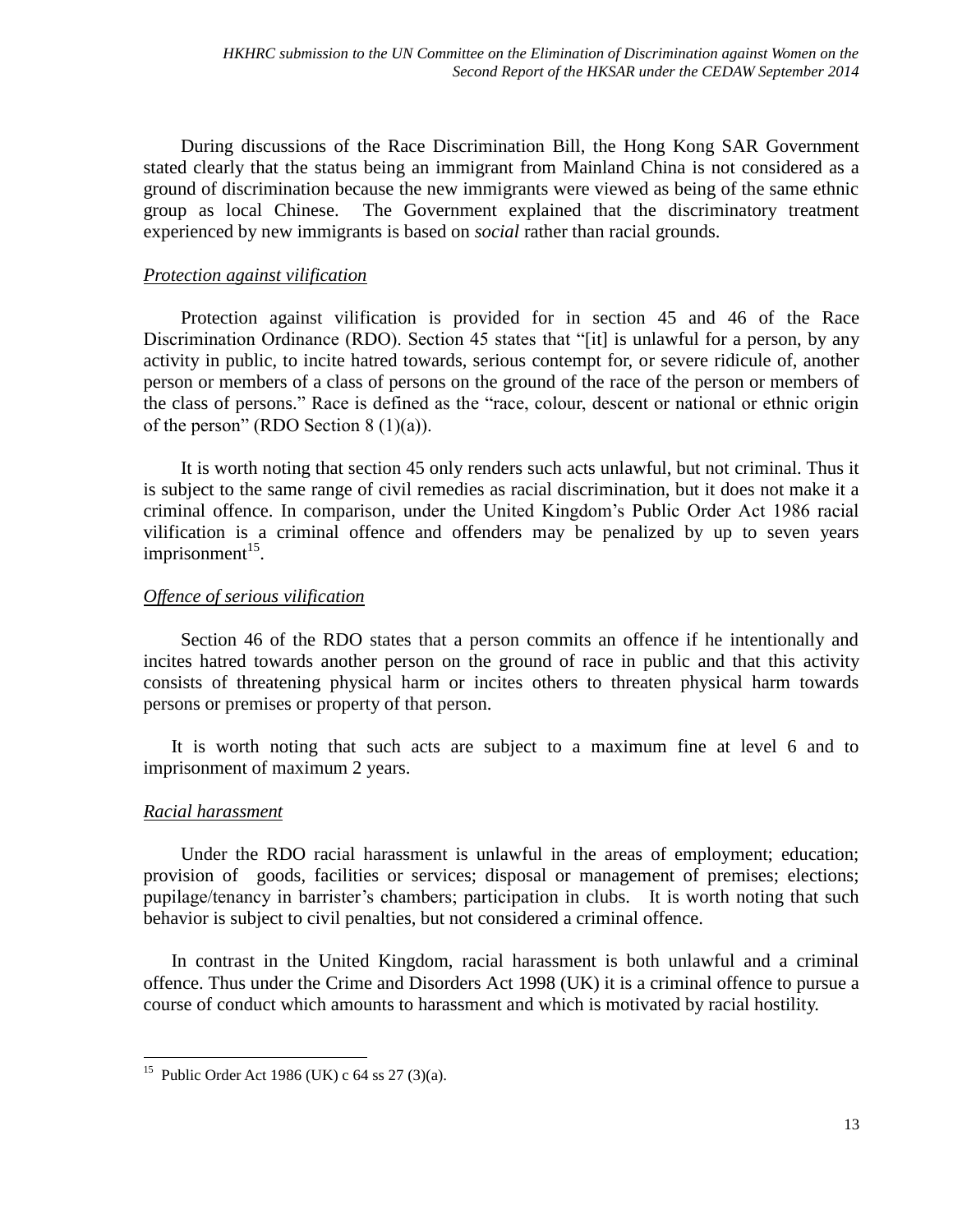During discussions of the Race Discrimination Bill, the Hong Kong SAR Government stated clearly that the status being an immigrant from Mainland China is not considered as a ground of discrimination because the new immigrants were viewed as being of the same ethnic group as local Chinese. The Government explained that the discriminatory treatment experienced by new immigrants is based on *social* rather than racial grounds.

*Protection against vilification*

Protection against vilification is provided for in section 45 and 46 of the Race Discrimination Ordinance (RDO). Section 45 states that "[it] is unlawful for a person, by any activity in public, to incite hatred towards, serious contempt for, or severe ridicule of, another person or members of a class of persons on the ground of the race of the person or members of the class of persons." Race is defined as the "race, colour, descent or national or ethnic origin of the person" (RDO Section 8 (1)(a)).

It is worth noting that section 45 only renders such acts unlawful, but not criminal. Thus it is subject to the same range of civil remedies as racial discrimination, but it does not make it a criminal offence. In comparison, under the United Kingdom's Public Order Act 1986 racial vilification is a criminal offence and offenders may be penalized by up to seven years imprisonment[15].

*Offence of serious vilification*

Section 46 of the RDO states that a person commits an offence if he intentionally and incites hatred towards another person on the ground of race in public and that this activity consists of threatening physical harm or incites others to threaten physical harm towards persons or premises or property of that person.

It is worth noting that such acts are subject to a maximum fine at level 6 and to imprisonment of maximum 2 years.

*Racial harassment*

Under the RDO racial harassment is unlawful in the areas of employment; education; provision of goods, facilities or services; disposal or management of premises; elections; pupilage/tenancy in barrister's chambers; participation in clubs. It is worth noting that such behavior is subject to civil penalties, but not considered a criminal offence.

In contrast in the United Kingdom, racial harassment is both unlawful and a criminal offence. Thus under the Crime and Disorders Act 1998 (UK) it is a criminal offence to pursue a course of conduct which amounts to harassment and which is motivated by racial hostility.

---

[15] Public Order Act 1986 (UK) c 64 ss 27 (3)(a).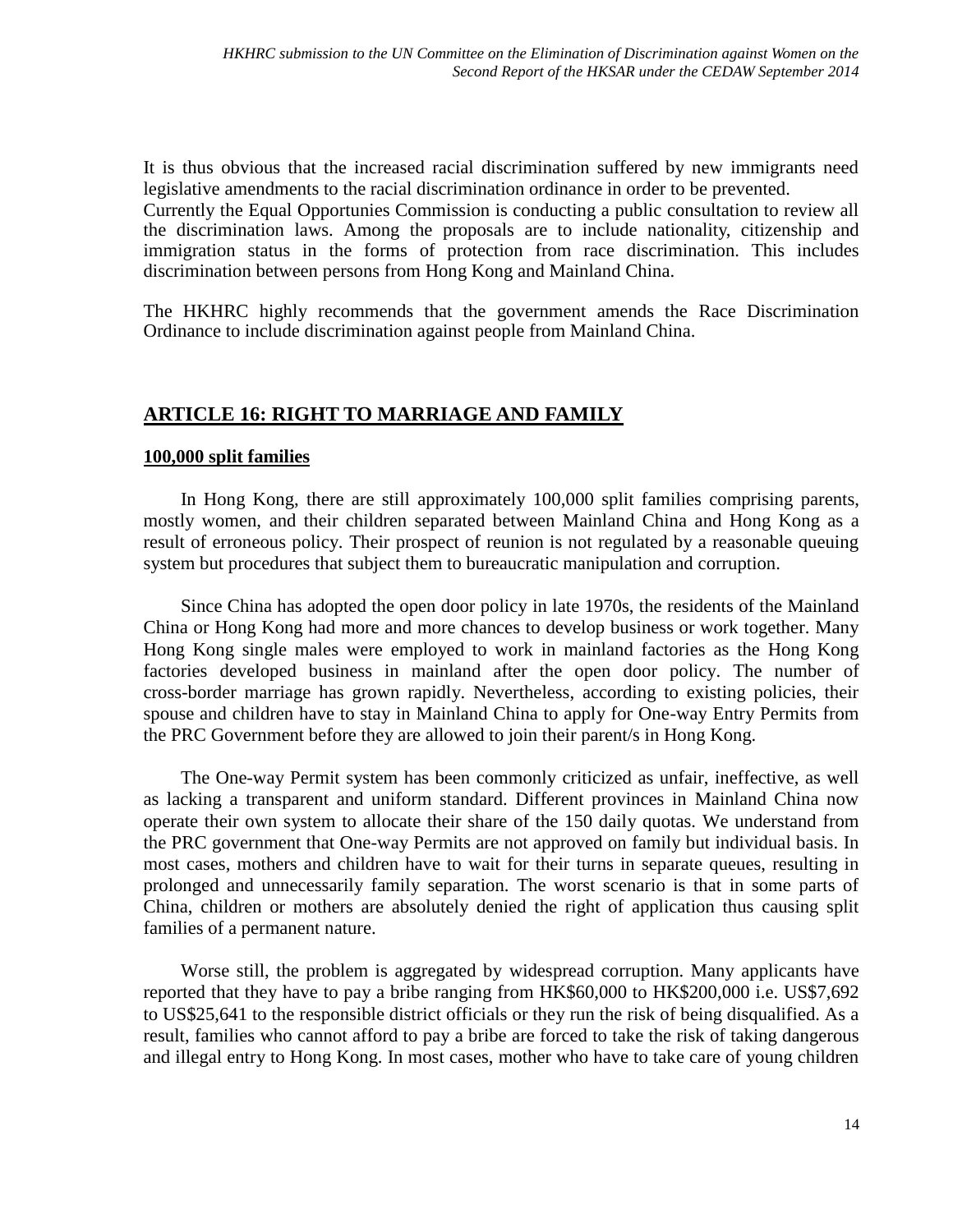It is thus obvious that the increased racial discrimination suffered by new immigrants need legislative amendments to the racial discrimination ordinance in order to be prevented.
Currently the Equal Opportunties Commission is conducting a public consultation to review all the discrimination laws. Among the proposals are to include nationality, citizenship and immigration status in the forms of protection from race discrimination. This includes discrimination between persons from Hong Kong and Mainland China.

The HKHRC highly recommends that the government amends the Race Discrimination Ordinance to include discrimination against people from Mainland China.

## ARTICLE 16: RIGHT TO MARRIAGE AND FAMILY

### 100,000 split families

In Hong Kong, there are still approximately 100,000 split families comprising parents, mostly women, and their children separated between Mainland China and Hong Kong as a result of erroneous policy. Their prospect of reunion is not regulated by a reasonable queuing system but procedures that subject them to bureaucratic manipulation and corruption.

Since China has adopted the open door policy in late 1970s, the residents of the Mainland China or Hong Kong had more and more chances to develop business or work together. Many Hong Kong single males were employed to work in mainland factories as the Hong Kong factories developed business in mainland after the open door policy. The number of cross-border marriage has grown rapidly. Nevertheless, according to existing policies, their spouse and children have to stay in Mainland China to apply for One-way Entry Permits from the PRC Government before they are allowed to join their parent/s in Hong Kong.

The One-way Permit system has been commonly criticized as unfair, ineffective, as well as lacking a transparent and uniform standard. Different provinces in Mainland China now operate their own system to allocate their share of the 150 daily quotas. We understand from the PRC government that One-way Permits are not approved on family but individual basis. In most cases, mothers and children have to wait for their turns in separate queues, resulting in prolonged and unnecessarily family separation. The worst scenario is that in some parts of China, children or mothers are absolutely denied the right of application thus causing split families of a permanent nature.

Worse still, the problem is aggregated by widespread corruption. Many applicants have reported that they have to pay a bribe ranging from HK$60,000 to HK$200,000 i.e. US$7,692 to US$25,641 to the responsible district officials or they run the risk of being disqualified. As a result, families who cannot afford to pay a bribe are forced to take the risk of taking dangerous and illegal entry to Hong Kong. In most cases, mother who have to take care of young children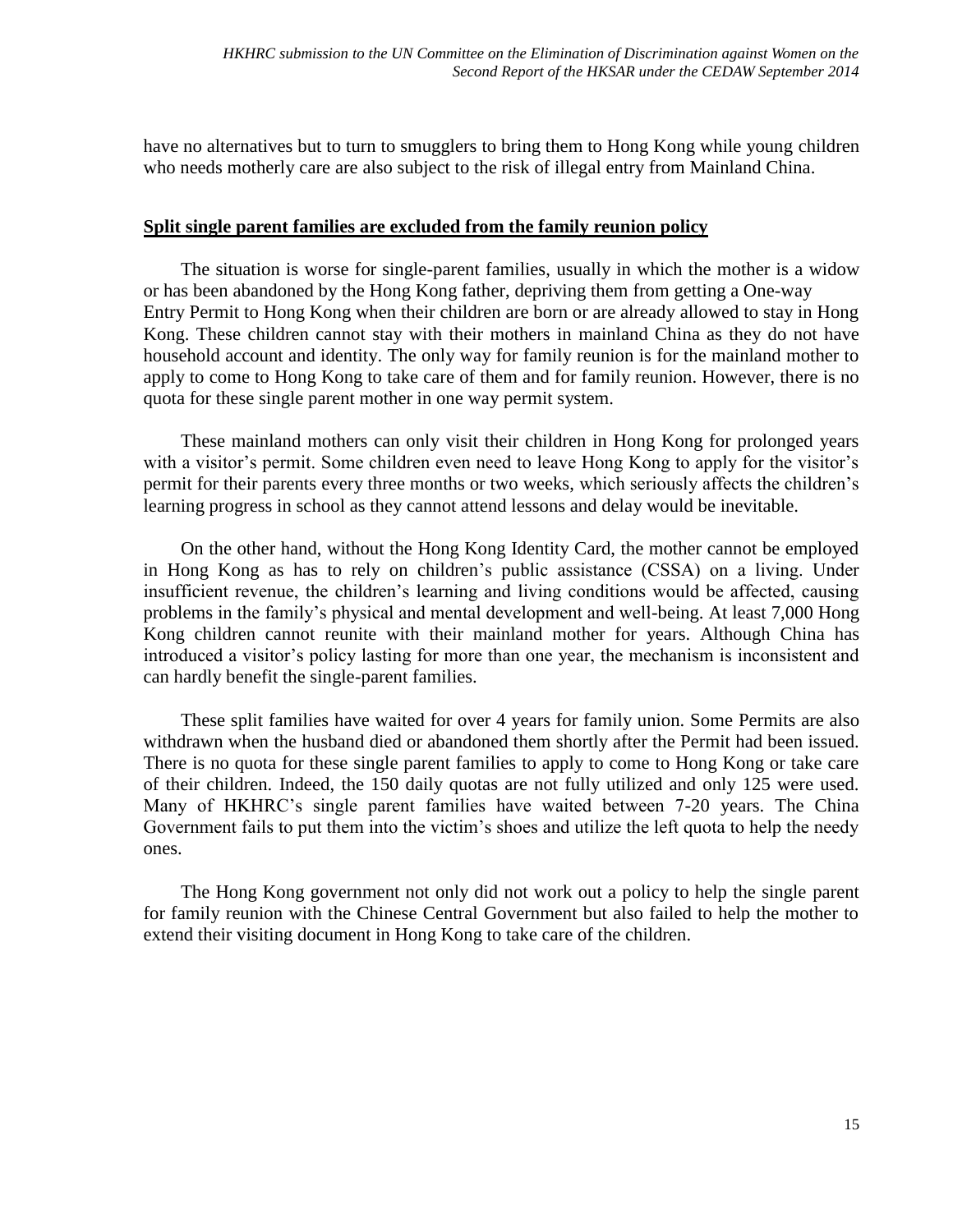have no alternatives but to turn to smugglers to bring them to Hong Kong while young children who needs motherly care are also subject to the risk of illegal entry from Mainland China.

**<u>Split single parent families are excluded from the family reunion policy</u>**

The situation is worse for single-parent families, usually in which the mother is a widow or has been abandoned by the Hong Kong father, depriving them from getting a One-way Entry Permit to Hong Kong when their children are born or are already allowed to stay in Hong Kong. These children cannot stay with their mothers in mainland China as they do not have household account and identity. The only way for family reunion is for the mainland mother to apply to come to Hong Kong to take care of them and for family reunion. However, there is no quota for these single parent mother in one way permit system.

These mainland mothers can only visit their children in Hong Kong for prolonged years with a visitor's permit. Some children even need to leave Hong Kong to apply for the visitor's permit for their parents every three months or two weeks, which seriously affects the children's learning progress in school as they cannot attend lessons and delay would be inevitable.

On the other hand, without the Hong Kong Identity Card, the mother cannot be employed in Hong Kong as has to rely on children's public assistance (CSSA) on a living. Under insufficient revenue, the children's learning and living conditions would be affected, causing problems in the family's physical and mental development and well-being. At least 7,000 Hong Kong children cannot reunite with their mainland mother for years. Although China has introduced a visitor's policy lasting for more than one year, the mechanism is inconsistent and can hardly benefit the single-parent families.

These split families have waited for over 4 years for family union. Some Permits are also withdrawn when the husband died or abandoned them shortly after the Permit had been issued. There is no quota for these single parent families to apply to come to Hong Kong or take care of their children. Indeed, the 150 daily quotas are not fully utilized and only 125 were used. Many of HKHRC's single parent families have waited between 7-20 years. The China Government fails to put them into the victim's shoes and utilize the left quota to help the needy ones.

The Hong Kong government not only did not work out a policy to help the single parent for family reunion with the Chinese Central Government but also failed to help the mother to extend their visiting document in Hong Kong to take care of the children.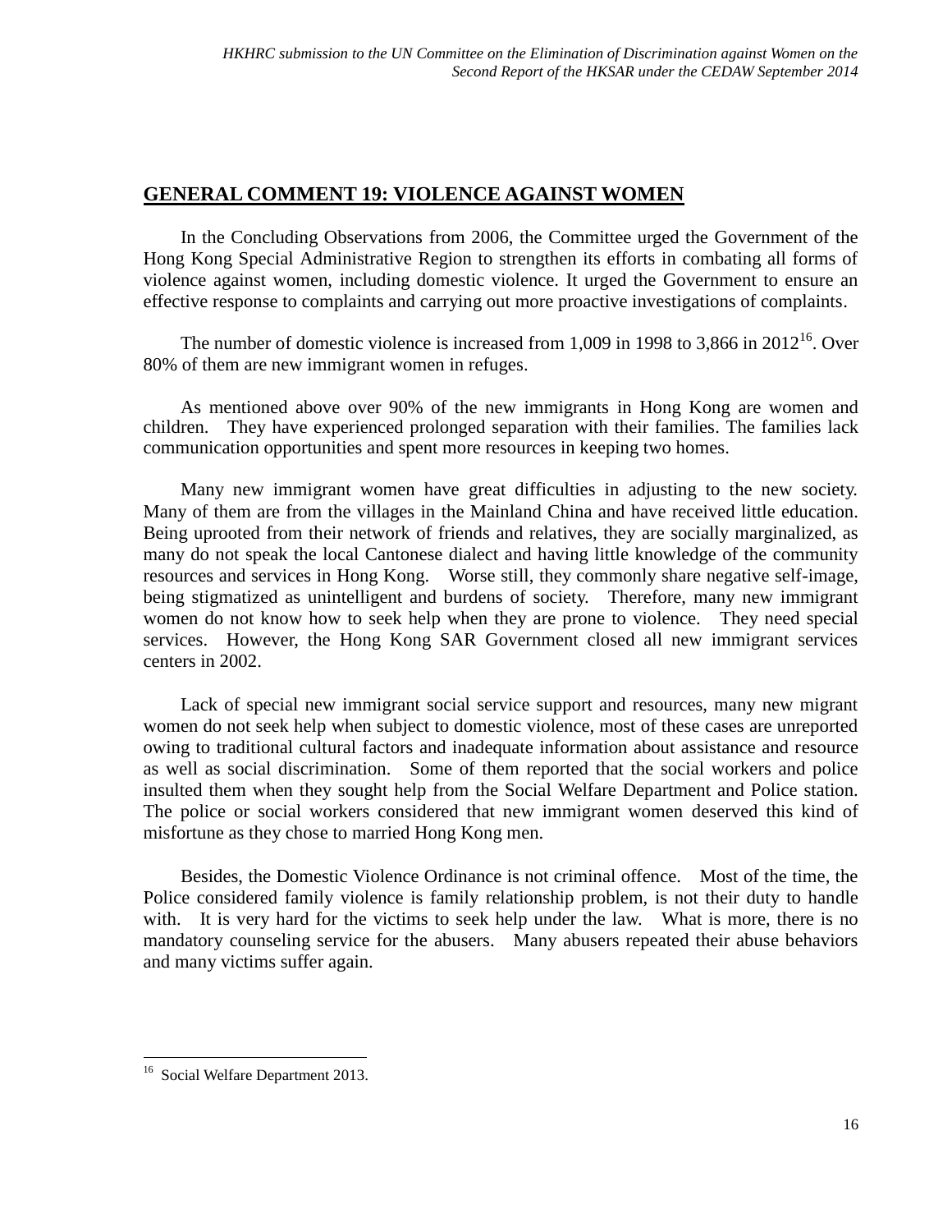## GENERAL COMMENT 19: VIOLENCE AGAINST WOMEN

In the Concluding Observations from 2006, the Committee urged the Government of the Hong Kong Special Administrative Region to strengthen its efforts in combating all forms of violence against women, including domestic violence. It urged the Government to ensure an effective response to complaints and carrying out more proactive investigations of complaints.

The number of domestic violence is increased from 1,009 in 1998 to 3,866 in 2012[16]. Over 80% of them are new immigrant women in refuges.

As mentioned above over 90% of the new immigrants in Hong Kong are women and children. They have experienced prolonged separation with their families. The families lack communication opportunities and spent more resources in keeping two homes.

Many new immigrant women have great difficulties in adjusting to the new society. Many of them are from the villages in the Mainland China and have received little education. Being uprooted from their network of friends and relatives, they are socially marginalized, as many do not speak the local Cantonese dialect and having little knowledge of the community resources and services in Hong Kong. Worse still, they commonly share negative self-image, being stigmatized as unintelligent and burdens of society. Therefore, many new immigrant women do not know how to seek help when they are prone to violence. They need special services. However, the Hong Kong SAR Government closed all new immigrant services centers in 2002.

Lack of special new immigrant social service support and resources, many new migrant women do not seek help when subject to domestic violence, most of these cases are unreported owing to traditional cultural factors and inadequate information about assistance and resource as well as social discrimination. Some of them reported that the social workers and police insulted them when they sought help from the Social Welfare Department and Police station. The police or social workers considered that new immigrant women deserved this kind of misfortune as they chose to married Hong Kong men.

Besides, the Domestic Violence Ordinance is not criminal offence. Most of the time, the Police considered family violence is family relationship problem, is not their duty to handle with. It is very hard for the victims to seek help under the law. What is more, there is no mandatory counseling service for the abusers. Many abusers repeated their abuse behaviors and many victims suffer again.

---

[16] Social Welfare Department 2013.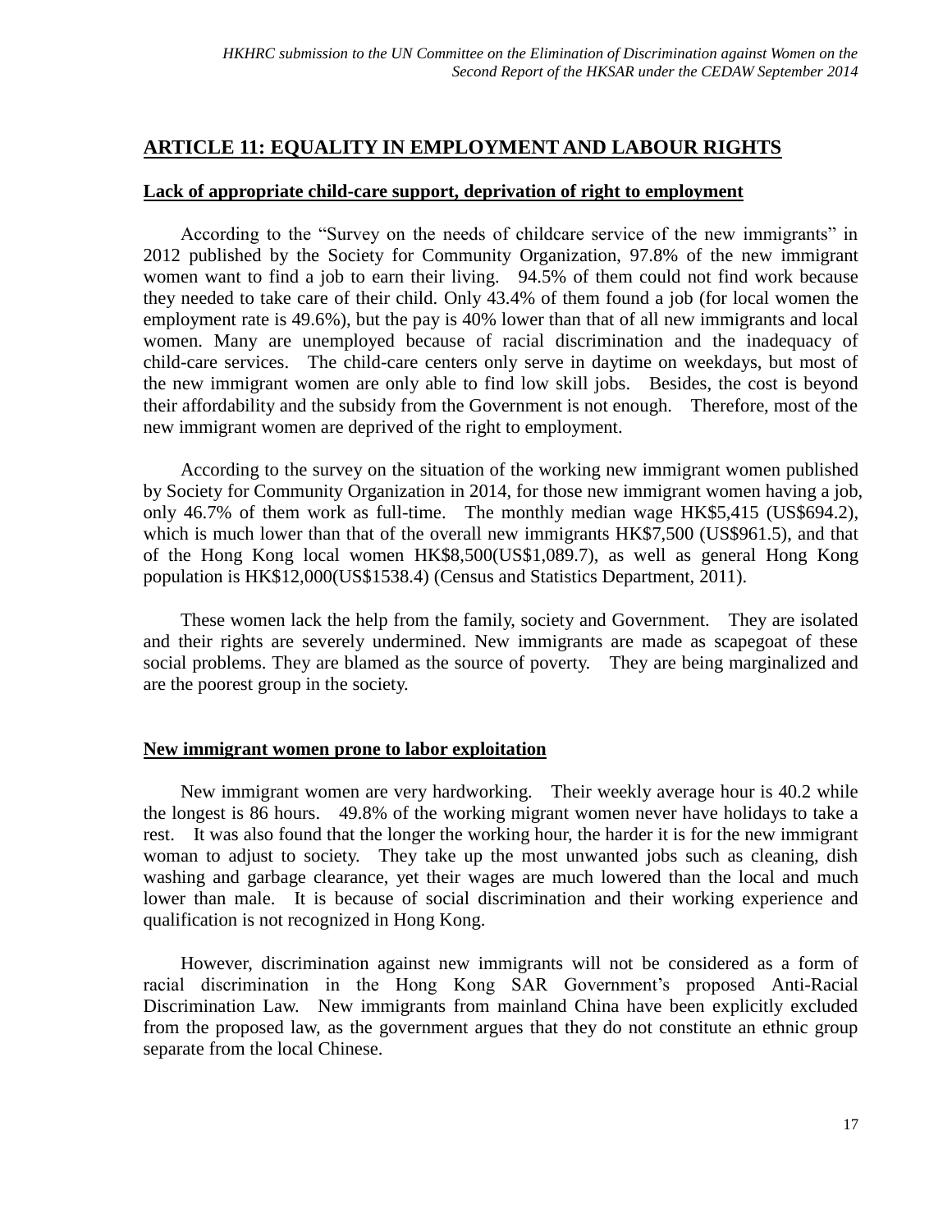## ARTICLE 11: EQUALITY IN EMPLOYMENT AND LABOUR RIGHTS

### Lack of appropriate child-care support, deprivation of right to employment

According to the "Survey on the needs of childcare service of the new immigrants" in 2012 published by the Society for Community Organization, 97.8% of the new immigrant women want to find a job to earn their living. 94.5% of them could not find work because they needed to take care of their child. Only 43.4% of them found a job (for local women the employment rate is 49.6%), but the pay is 40% lower than that of all new immigrants and local women. Many are unemployed because of racial discrimination and the inadequacy of child-care services. The child-care centers only serve in daytime on weekdays, but most of the new immigrant women are only able to find low skill jobs. Besides, the cost is beyond their affordability and the subsidy from the Government is not enough. Therefore, most of the new immigrant women are deprived of the right to employment.

According to the survey on the situation of the working new immigrant women published by Society for Community Organization in 2014, for those new immigrant women having a job, only 46.7% of them work as full-time. The monthly median wage HK$5,415 (US$694.2), which is much lower than that of the overall new immigrants HK$7,500 (US$961.5), and that of the Hong Kong local women HK$8,500(US$1,089.7), as well as general Hong Kong population is HK$12,000(US$1538.4) (Census and Statistics Department, 2011).

These women lack the help from the family, society and Government. They are isolated and their rights are severely undermined. New immigrants are made as scapegoat of these social problems. They are blamed as the source of poverty. They are being marginalized and are the poorest group in the society.

### New immigrant women prone to labor exploitation

New immigrant women are very hardworking. Their weekly average hour is 40.2 while the longest is 86 hours. 49.8% of the working migrant women never have holidays to take a rest. It was also found that the longer the working hour, the harder it is for the new immigrant woman to adjust to society. They take up the most unwanted jobs such as cleaning, dish washing and garbage clearance, yet their wages are much lowered than the local and much lower than male. It is because of social discrimination and their working experience and qualification is not recognized in Hong Kong.

However, discrimination against new immigrants will not be considered as a form of racial discrimination in the Hong Kong SAR Government's proposed Anti-Racial Discrimination Law. New immigrants from mainland China have been explicitly excluded from the proposed law, as the government argues that they do not constitute an ethnic group separate from the local Chinese.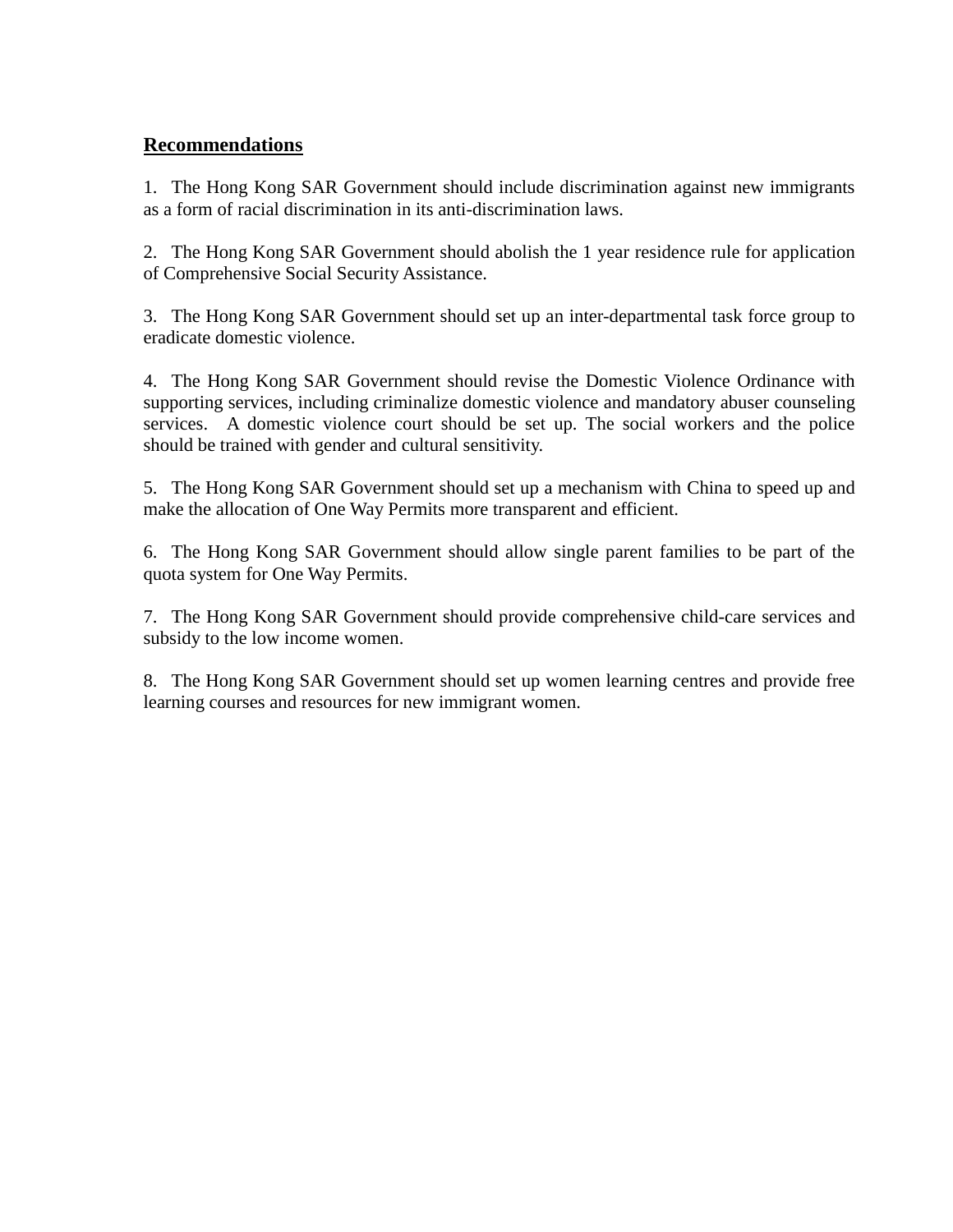**Recommendations**

1. The Hong Kong SAR Government should include discrimination against new immigrants as a form of racial discrimination in its anti-discrimination laws.

2. The Hong Kong SAR Government should abolish the 1 year residence rule for application of Comprehensive Social Security Assistance.

3. The Hong Kong SAR Government should set up an inter-departmental task force group to eradicate domestic violence.

4. The Hong Kong SAR Government should revise the Domestic Violence Ordinance with supporting services, including criminalize domestic violence and mandatory abuser counseling services. A domestic violence court should be set up. The social workers and the police should be trained with gender and cultural sensitivity.

5. The Hong Kong SAR Government should set up a mechanism with China to speed up and make the allocation of One Way Permits more transparent and efficient.

6. The Hong Kong SAR Government should allow single parent families to be part of the quota system for One Way Permits.

7. The Hong Kong SAR Government should provide comprehensive child-care services and subsidy to the low income women.

8. The Hong Kong SAR Government should set up women learning centres and provide free learning courses and resources for new immigrant women.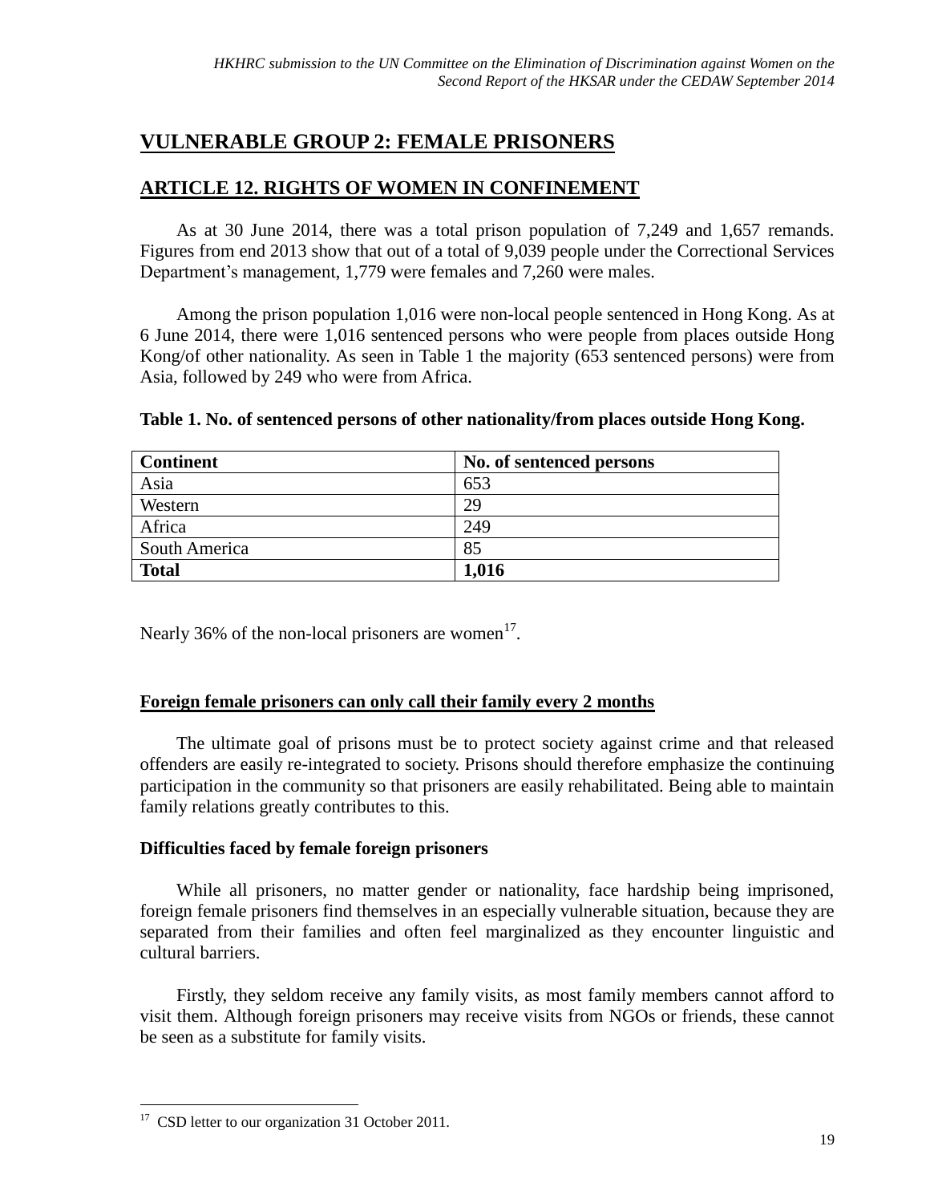## VULNERABLE GROUP 2: FEMALE PRISONERS

## ARTICLE 12. RIGHTS OF WOMEN IN CONFINEMENT

As at 30 June 2014, there was a total prison population of 7,249 and 1,657 remands. Figures from end 2013 show that out of a total of 9,039 people under the Correctional Services Department's management, 1,779 were females and 7,260 were males.

Among the prison population 1,016 were non-local people sentenced in Hong Kong. As at 6 June 2014, there were 1,016 sentenced persons who were people from places outside Hong Kong/of other nationality. As seen in Table 1 the majority (653 sentenced persons) were from Asia, followed by 249 who were from Africa.

**Table 1. No. of sentenced persons of other nationality/from places outside Hong Kong.**

| Continent | No. of sentenced persons |
| --- | --- |
| Asia | 653 |
| Western | 29 |
| Africa | 249 |
| South America | 85 |
| **Total** | **1,016** |

Nearly 36% of the non-local prisoners are women[17].

### Foreign female prisoners can only call their family every 2 months

The ultimate goal of prisons must be to protect society against crime and that released offenders are easily re-integrated to society. Prisons should therefore emphasize the continuing participation in the community so that prisoners are easily rehabilitated. Being able to maintain family relations greatly contributes to this.

**Difficulties faced by female foreign prisoners**

While all prisoners, no matter gender or nationality, face hardship being imprisoned, foreign female prisoners find themselves in an especially vulnerable situation, because they are separated from their families and often feel marginalized as they encounter linguistic and cultural barriers.

Firstly, they seldom receive any family visits, as most family members cannot afford to visit them. Although foreign prisoners may receive visits from NGOs or friends, these cannot be seen as a substitute for family visits.

[17] CSD letter to our organization 31 October 2011.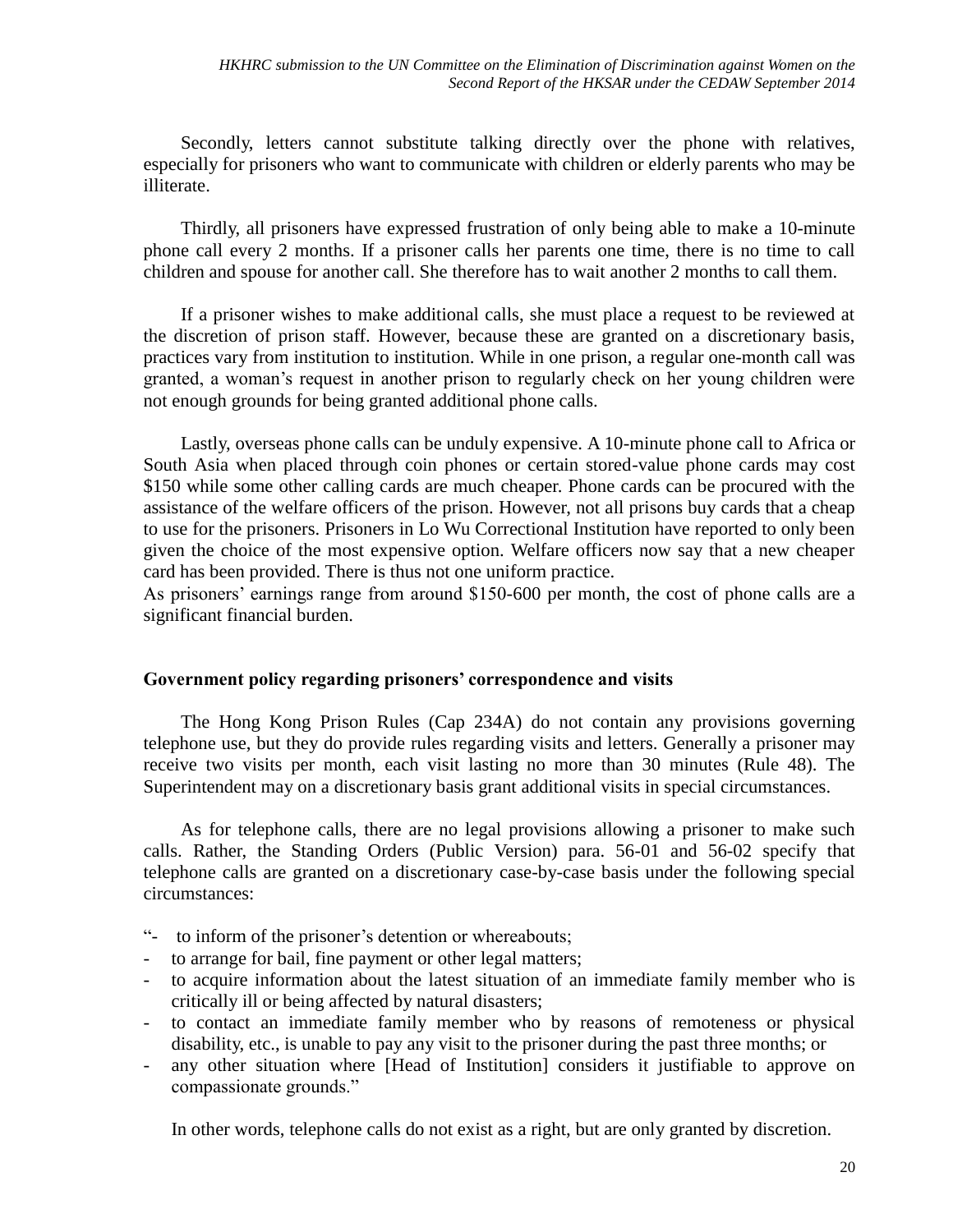Secondly, letters cannot substitute talking directly over the phone with relatives, especially for prisoners who want to communicate with children or elderly parents who may be illiterate.

Thirdly, all prisoners have expressed frustration of only being able to make a 10-minute phone call every 2 months. If a prisoner calls her parents one time, there is no time to call children and spouse for another call. She therefore has to wait another 2 months to call them.

If a prisoner wishes to make additional calls, she must place a request to be reviewed at the discretion of prison staff. However, because these are granted on a discretionary basis, practices vary from institution to institution. While in one prison, a regular one-month call was granted, a woman's request in another prison to regularly check on her young children were not enough grounds for being granted additional phone calls.

Lastly, overseas phone calls can be unduly expensive. A 10-minute phone call to Africa or South Asia when placed through coin phones or certain stored-value phone cards may cost $150 while some other calling cards are much cheaper. Phone cards can be procured with the assistance of the welfare officers of the prison. However, not all prisons buy cards that a cheap to use for the prisoners. Prisoners in Lo Wu Correctional Institution have reported to only been given the choice of the most expensive option. Welfare officers now say that a new cheaper card has been provided. There is thus not one uniform practice.
As prisoners' earnings range from around $150-600 per month, the cost of phone calls are a significant financial burden.

**Government policy regarding prisoners' correspondence and visits**

The Hong Kong Prison Rules (Cap 234A) do not contain any provisions governing telephone use, but they do provide rules regarding visits and letters. Generally a prisoner may receive two visits per month, each visit lasting no more than 30 minutes (Rule 48). The Superintendent may on a discretionary basis grant additional visits in special circumstances.

As for telephone calls, there are no legal provisions allowing a prisoner to make such calls. Rather, the Standing Orders (Public Version) para. 56-01 and 56-02 specify that telephone calls are granted on a discretionary case-by-case basis under the following special circumstances:

"- to inform of the prisoner's detention or whereabouts;
- to arrange for bail, fine payment or other legal matters;
- to acquire information about the latest situation of an immediate family member who is critically ill or being affected by natural disasters;
- to contact an immediate family member who by reasons of remoteness or physical disability, etc., is unable to pay any visit to the prisoner during the past three months; or
- any other situation where [Head of Institution] considers it justifiable to approve on compassionate grounds."

In other words, telephone calls do not exist as a right, but are only granted by discretion.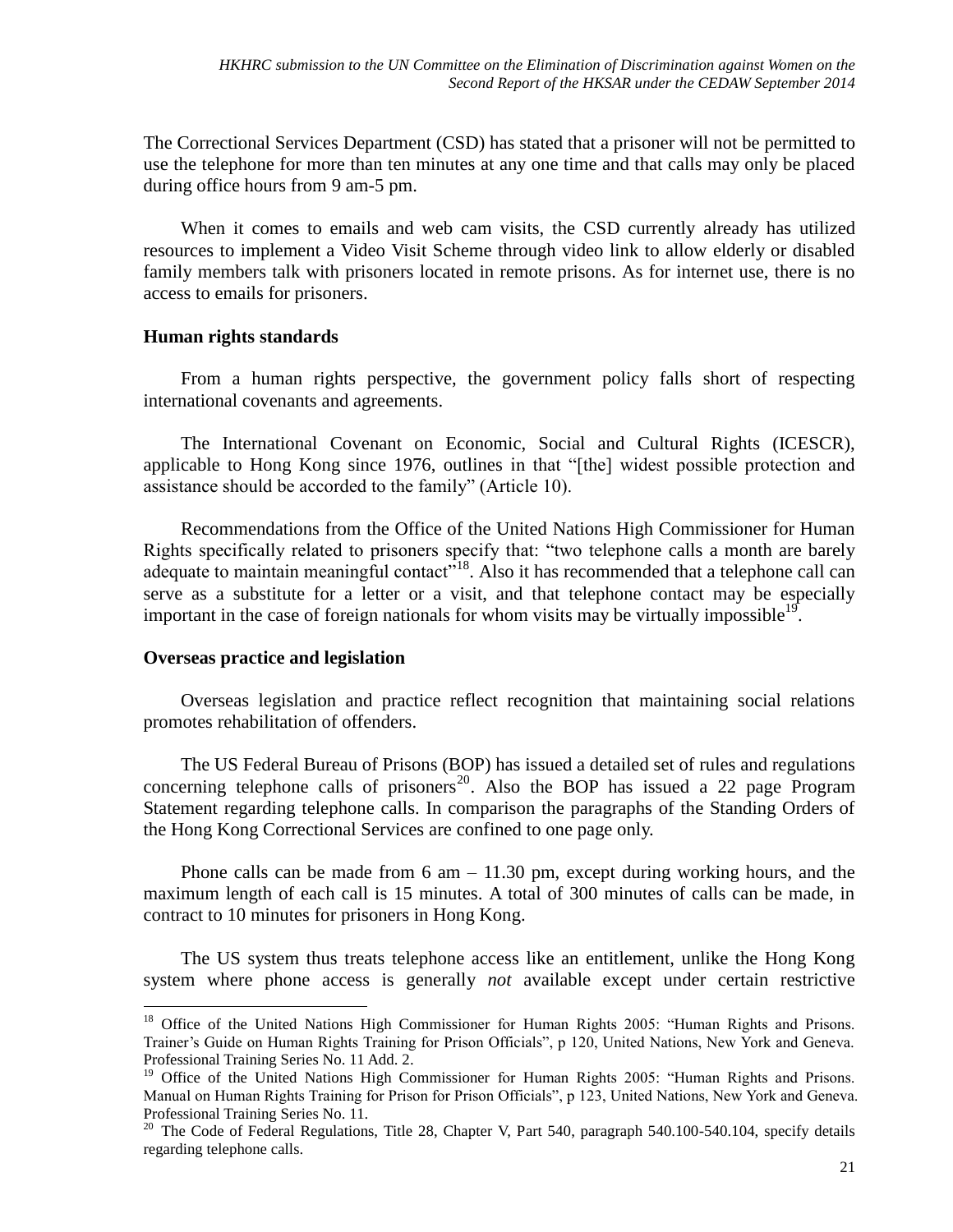The Correctional Services Department (CSD) has stated that a prisoner will not be permitted to use the telephone for more than ten minutes at any one time and that calls may only be placed during office hours from 9 am-5 pm.

When it comes to emails and web cam visits, the CSD currently already has utilized resources to implement a Video Visit Scheme through video link to allow elderly or disabled family members talk with prisoners located in remote prisons. As for internet use, there is no access to emails for prisoners.

**Human rights standards**

From a human rights perspective, the government policy falls short of respecting international covenants and agreements.

The International Covenant on Economic, Social and Cultural Rights (ICESCR), applicable to Hong Kong since 1976, outlines in that "[the] widest possible protection and assistance should be accorded to the family" (Article 10).

Recommendations from the Office of the United Nations High Commissioner for Human Rights specifically related to prisoners specify that: "two telephone calls a month are barely adequate to maintain meaningful contact"[18]. Also it has recommended that a telephone call can serve as a substitute for a letter or a visit, and that telephone contact may be especially important in the case of foreign nationals for whom visits may be virtually impossible[19].

**Overseas practice and legislation**

Overseas legislation and practice reflect recognition that maintaining social relations promotes rehabilitation of offenders.

The US Federal Bureau of Prisons (BOP) has issued a detailed set of rules and regulations concerning telephone calls of prisoners[20]. Also the BOP has issued a 22 page Program Statement regarding telephone calls. In comparison the paragraphs of the Standing Orders of the Hong Kong Correctional Services are confined to one page only.

Phone calls can be made from 6 am – 11.30 pm, except during working hours, and the maximum length of each call is 15 minutes. A total of 300 minutes of calls can be made, in contract to 10 minutes for prisoners in Hong Kong.

The US system thus treats telephone access like an entitlement, unlike the Hong Kong system where phone access is generally *not* available except under certain restrictive

---

[18] Office of the United Nations High Commissioner for Human Rights 2005: "Human Rights and Prisons. Trainer's Guide on Human Rights Training for Prison Officials", p 120, United Nations, New York and Geneva. Professional Training Series No. 11 Add. 2.

[19] Office of the United Nations High Commissioner for Human Rights 2005: "Human Rights and Prisons. Manual on Human Rights Training for Prison for Prison Officials", p 123, United Nations, New York and Geneva. Professional Training Series No. 11.

[20] The Code of Federal Regulations, Title 28, Chapter V, Part 540, paragraph 540.100-540.104, specify details regarding telephone calls.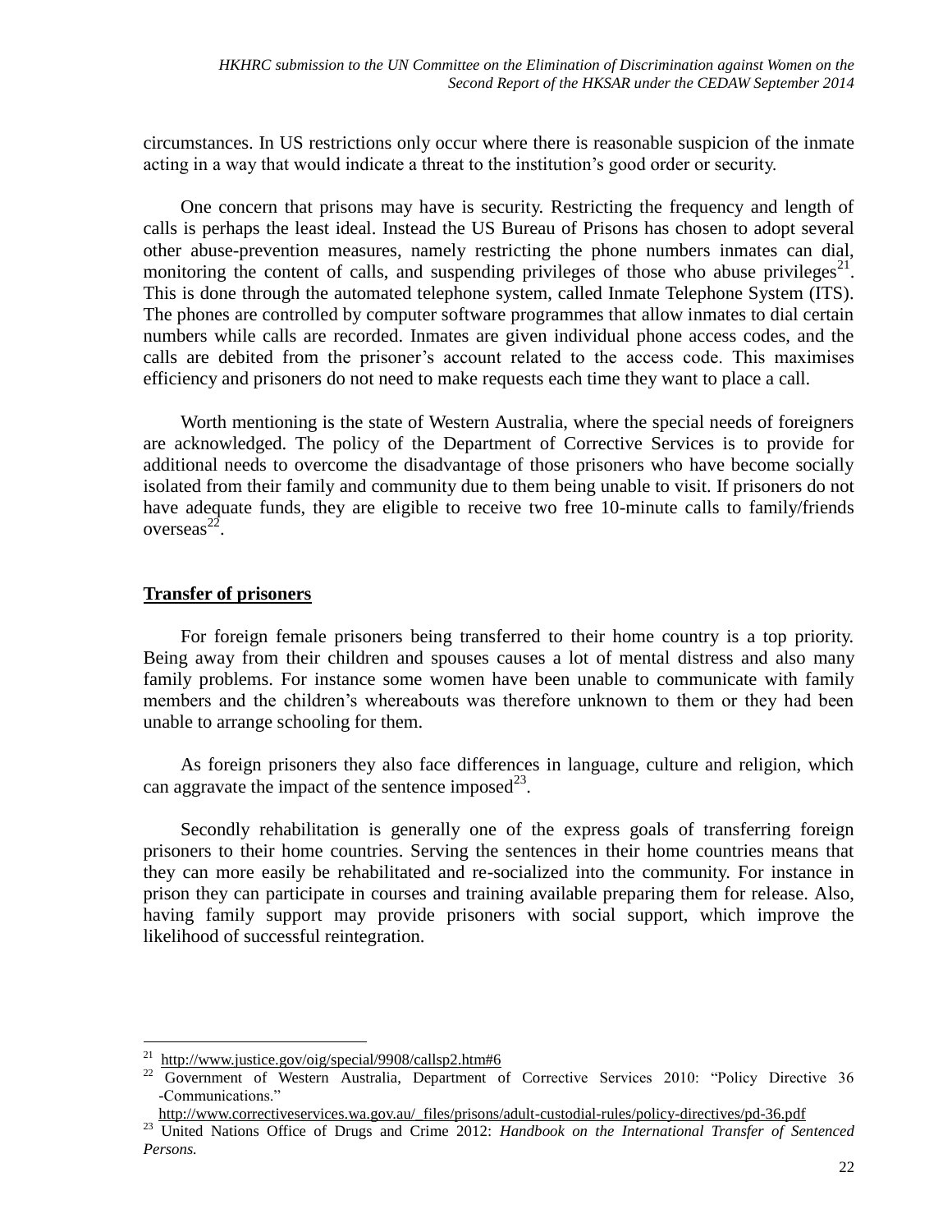circumstances. In US restrictions only occur where there is reasonable suspicion of the inmate acting in a way that would indicate a threat to the institution's good order or security.

One concern that prisons may have is security. Restricting the frequency and length of calls is perhaps the least ideal. Instead the US Bureau of Prisons has chosen to adopt several other abuse-prevention measures, namely restricting the phone numbers inmates can dial, monitoring the content of calls, and suspending privileges of those who abuse privileges[21]. This is done through the automated telephone system, called Inmate Telephone System (ITS). The phones are controlled by computer software programmes that allow inmates to dial certain numbers while calls are recorded. Inmates are given individual phone access codes, and the calls are debited from the prisoner's account related to the access code. This maximises efficiency and prisoners do not need to make requests each time they want to place a call.

Worth mentioning is the state of Western Australia, where the special needs of foreigners are acknowledged. The policy of the Department of Corrective Services is to provide for additional needs to overcome the disadvantage of those prisoners who have become socially isolated from their family and community due to them being unable to visit. If prisoners do not have adequate funds, they are eligible to receive two free 10-minute calls to family/friends overseas[22].

**Transfer of prisoners**

For foreign female prisoners being transferred to their home country is a top priority. Being away from their children and spouses causes a lot of mental distress and also many family problems. For instance some women have been unable to communicate with family members and the children's whereabouts was therefore unknown to them or they had been unable to arrange schooling for them.

As foreign prisoners they also face differences in language, culture and religion, which can aggravate the impact of the sentence imposed[23].

Secondly rehabilitation is generally one of the express goals of transferring foreign prisoners to their home countries. Serving the sentences in their home countries means that they can more easily be rehabilitated and re-socialized into the community. For instance in prison they can participate in courses and training available preparing them for release. Also, having family support may provide prisoners with social support, which improve the likelihood of successful reintegration.

---

[21] http://www.justice.gov/oig/special/9908/callsp2.htm#6

[22] Government of Western Australia, Department of Corrective Services 2010: "Policy Directive 36 -Communications." http://www.correctiveservices.wa.gov.au/_files/prisons/adult-custodial-rules/policy-directives/pd-36.pdf

[23] United Nations Office of Drugs and Crime 2012: *Handbook on the International Transfer of Sentenced Persons.*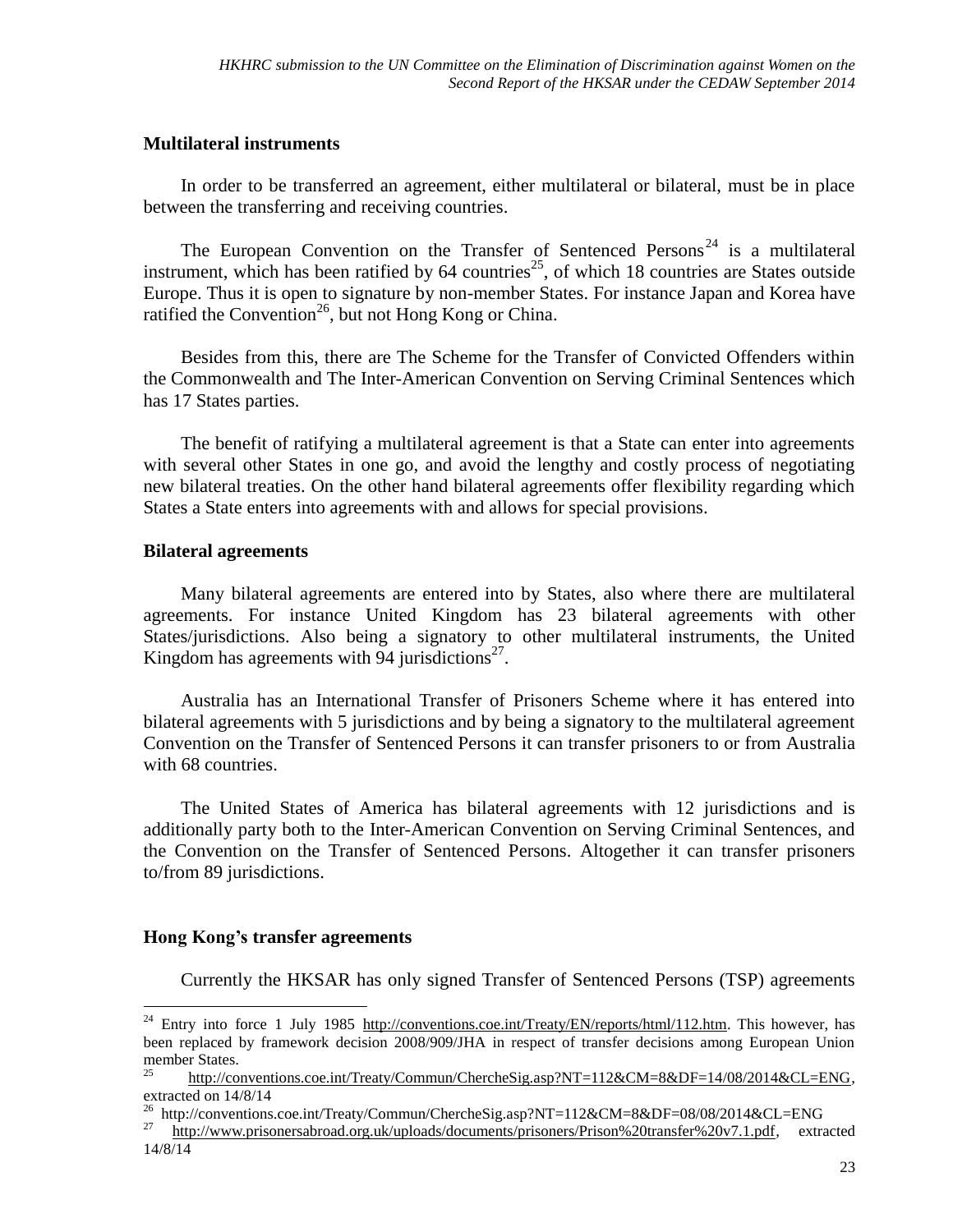## Multilateral instruments

In order to be transferred an agreement, either multilateral or bilateral, must be in place between the transferring and receiving countries.

The European Convention on the Transfer of Sentenced Persons[24] is a multilateral instrument, which has been ratified by 64 countries[25], of which 18 countries are States outside Europe. Thus it is open to signature by non-member States. For instance Japan and Korea have ratified the Convention[26], but not Hong Kong or China.

Besides from this, there are The Scheme for the Transfer of Convicted Offenders within the Commonwealth and The Inter-American Convention on Serving Criminal Sentences which has 17 States parties.

The benefit of ratifying a multilateral agreement is that a State can enter into agreements with several other States in one go, and avoid the lengthy and costly process of negotiating new bilateral treaties. On the other hand bilateral agreements offer flexibility regarding which States a State enters into agreements with and allows for special provisions.

## Bilateral agreements

Many bilateral agreements are entered into by States, also where there are multilateral agreements. For instance United Kingdom has 23 bilateral agreements with other States/jurisdictions. Also being a signatory to other multilateral instruments, the United Kingdom has agreements with 94 jurisdictions[27].

Australia has an International Transfer of Prisoners Scheme where it has entered into bilateral agreements with 5 jurisdictions and by being a signatory to the multilateral agreement Convention on the Transfer of Sentenced Persons it can transfer prisoners to or from Australia with 68 countries.

The United States of America has bilateral agreements with 12 jurisdictions and is additionally party both to the Inter-American Convention on Serving Criminal Sentences, and the Convention on the Transfer of Sentenced Persons. Altogether it can transfer prisoners to/from 89 jurisdictions.

## Hong Kong's transfer agreements

Currently the HKSAR has only signed Transfer of Sentenced Persons (TSP) agreements

---

[24] Entry into force 1 July 1985 http://conventions.coe.int/Treaty/EN/reports/html/112.htm. This however, has been replaced by framework decision 2008/909/JHA in respect of transfer decisions among European Union member States.

[25] http://conventions.coe.int/Treaty/Commun/ChercheSig.asp?NT=112&CM=8&DF=14/08/2014&CL=ENG, extracted on 14/8/14

[26] http://conventions.coe.int/Treaty/Commun/ChercheSig.asp?NT=112&CM=8&DF=08/08/2014&CL=ENG

[27] http://www.prisonersabroad.org.uk/uploads/documents/prisoners/Prison%20transfer%20v7.1.pdf, extracted 14/8/14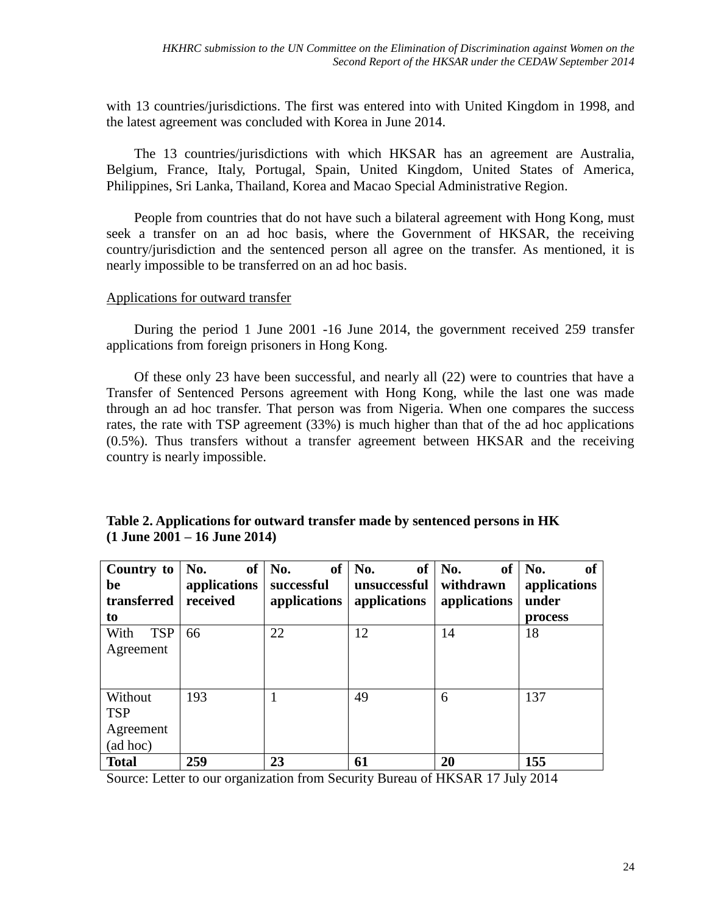with 13 countries/jurisdictions. The first was entered into with United Kingdom in 1998, and the latest agreement was concluded with Korea in June 2014.

The 13 countries/jurisdictions with which HKSAR has an agreement are Australia, Belgium, France, Italy, Portugal, Spain, United Kingdom, United States of America, Philippines, Sri Lanka, Thailand, Korea and Macao Special Administrative Region.

People from countries that do not have such a bilateral agreement with Hong Kong, must seek a transfer on an ad hoc basis, where the Government of HKSAR, the receiving country/jurisdiction and the sentenced person all agree on the transfer. As mentioned, it is nearly impossible to be transferred on an ad hoc basis.

Applications for outward transfer

During the period 1 June 2001 -16 June 2014, the government received 259 transfer applications from foreign prisoners in Hong Kong.

Of these only 23 have been successful, and nearly all (22) were to countries that have a Transfer of Sentenced Persons agreement with Hong Kong, while the last one was made through an ad hoc transfer. That person was from Nigeria. When one compares the success rates, the rate with TSP agreement (33%) is much higher than that of the ad hoc applications (0.5%). Thus transfers without a transfer agreement between HKSAR and the receiving country is nearly impossible.

**Table 2. Applications for outward transfer made by sentenced persons in HK (1 June 2001 – 16 June 2014)**

| Country to be transferred to | No. of applications received | No. of successful applications | No. of unsuccessful applications | No. of withdrawn applications | No. of applications under process |
|---|---|---|---|---|---|
| With TSP Agreement | 66 | 22 | 12 | 14 | 18 |
| Without TSP Agreement (ad hoc) | 193 | 1 | 49 | 6 | 137 |
| **Total** | **259** | **23** | **61** | **20** | **155** |

Source: Letter to our organization from Security Bureau of HKSAR 17 July 2014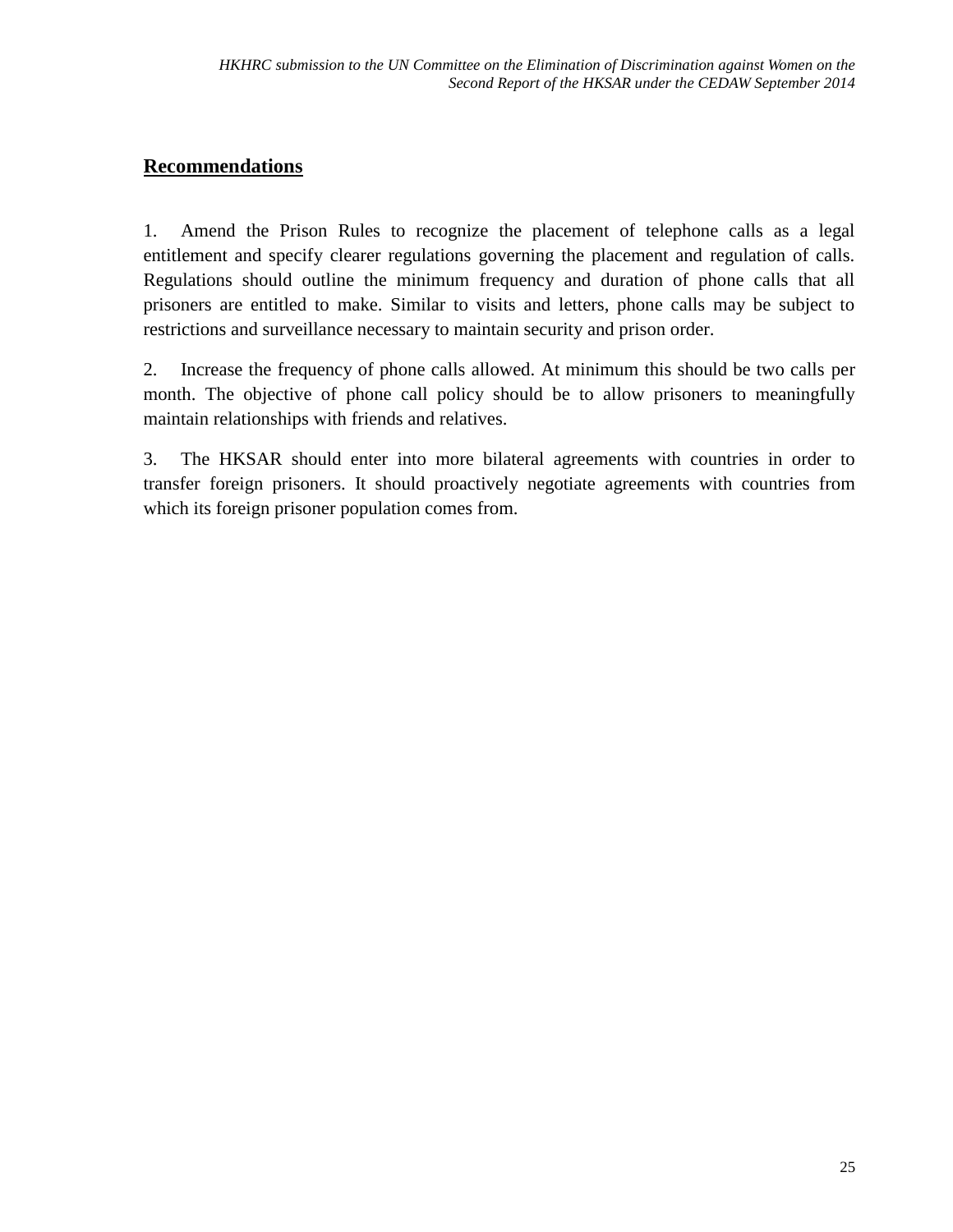## Recommendations

1. Amend the Prison Rules to recognize the placement of telephone calls as a legal entitlement and specify clearer regulations governing the placement and regulation of calls. Regulations should outline the minimum frequency and duration of phone calls that all prisoners are entitled to make. Similar to visits and letters, phone calls may be subject to restrictions and surveillance necessary to maintain security and prison order.

2. Increase the frequency of phone calls allowed. At minimum this should be two calls per month. The objective of phone call policy should be to allow prisoners to meaningfully maintain relationships with friends and relatives.

3. The HKSAR should enter into more bilateral agreements with countries in order to transfer foreign prisoners. It should proactively negotiate agreements with countries from which its foreign prisoner population comes from.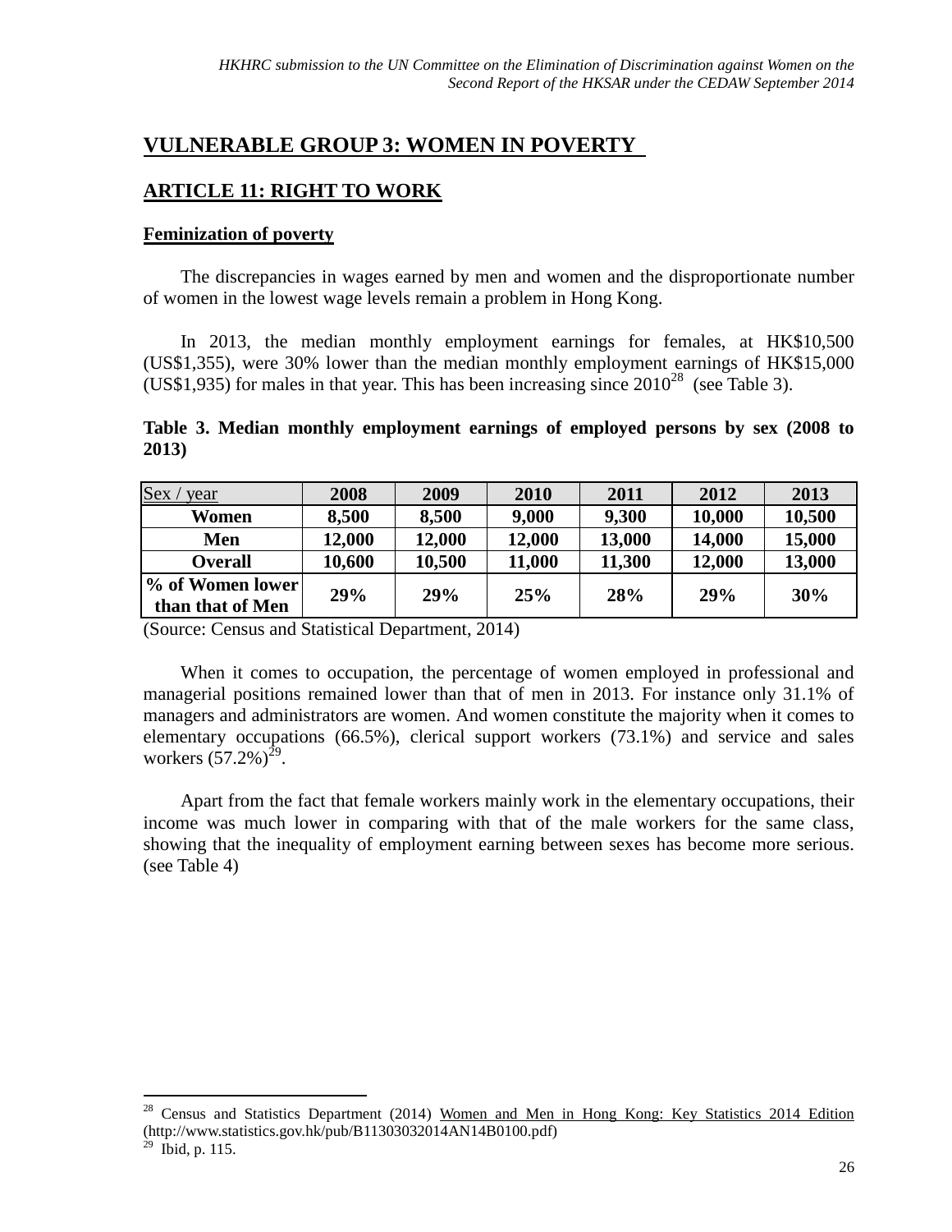## VULNERABLE GROUP 3: WOMEN IN POVERTY

## ARTICLE 11: RIGHT TO WORK

### Feminization of poverty

The discrepancies in wages earned by men and women and the disproportionate number of women in the lowest wage levels remain a problem in Hong Kong.

In 2013, the median monthly employment earnings for females, at HK$10,500 (US$1,355), were 30% lower than the median monthly employment earnings of HK$15,000 (US$1,935) for males in that year. This has been increasing since 2010[28] (see Table 3).

**Table 3. Median monthly employment earnings of employed persons by sex (2008 to 2013)**

| Sex / year | 2008 | 2009 | 2010 | 2011 | 2012 | 2013 |
|---|---|---|---|---|---|---|
| **Women** | **8,500** | **8,500** | **9,000** | **9,300** | **10,000** | **10,500** |
| **Men** | **12,000** | **12,000** | **12,000** | **13,000** | **14,000** | **15,000** |
| **Overall** | **10,600** | **10,500** | **11,000** | **11,300** | **12,000** | **13,000** |
| **% of Women lower than that of Men** | **29%** | **29%** | **25%** | **28%** | **29%** | **30%** |

(Source: Census and Statistical Department, 2014)

When it comes to occupation, the percentage of women employed in professional and managerial positions remained lower than that of men in 2013. For instance only 31.1% of managers and administrators are women. And women constitute the majority when it comes to elementary occupations (66.5%), clerical support workers (73.1%) and service and sales workers (57.2%)[29].

Apart from the fact that female workers mainly work in the elementary occupations, their income was much lower in comparing with that of the male workers for the same class, showing that the inequality of employment earning between sexes has become more serious. (see Table 4)

---

[28] Census and Statistics Department (2014) Women and Men in Hong Kong: Key Statistics 2014 Edition (http://www.statistics.gov.hk/pub/B11303032014AN14B0100.pdf)

[29] Ibid, p. 115.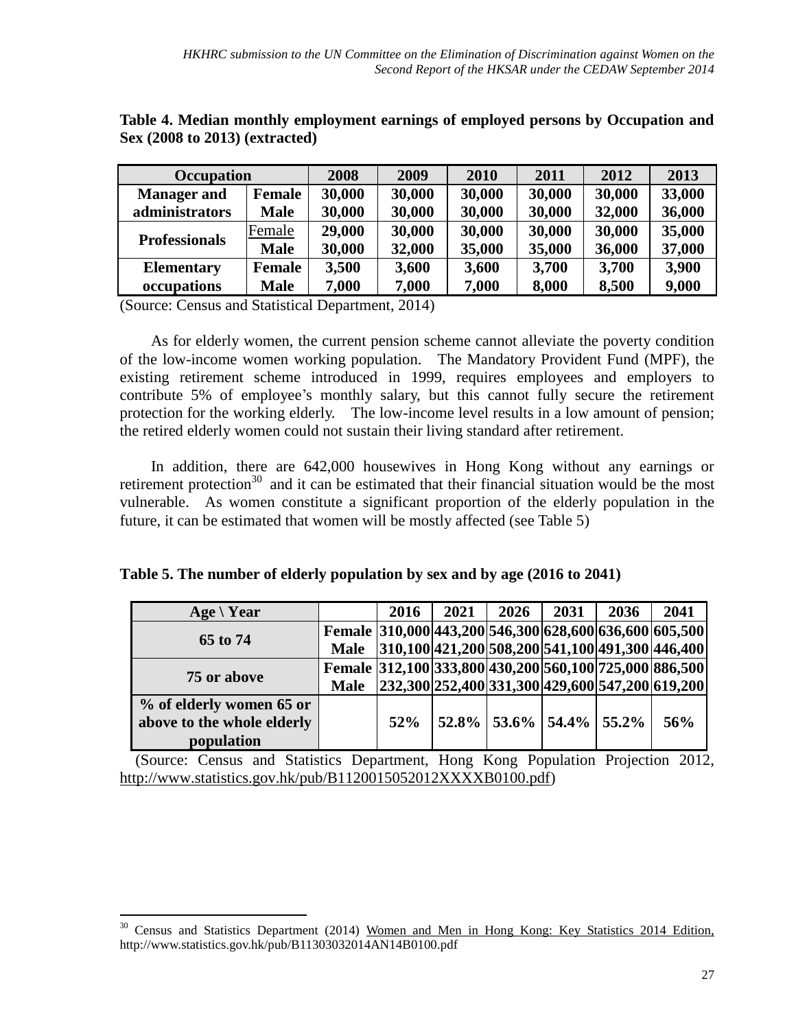**Table 4. Median monthly employment earnings of employed persons by Occupation and Sex (2008 to 2013) (extracted)**

| Occupation | | 2008 | 2009 | 2010 | 2011 | 2012 | 2013 |
|---|---|---|---|---|---|---|---|
| **Manager and administrators** | **Female** | **30,000** | **30,000** | **30,000** | **30,000** | **30,000** | **33,000** |
| | **Male** | **30,000** | **30,000** | **30,000** | **30,000** | **32,000** | **36,000** |
| **Professionals** | Female | **29,000** | **30,000** | **30,000** | **30,000** | **30,000** | **35,000** |
| | **Male** | **30,000** | **32,000** | **35,000** | **35,000** | **36,000** | **37,000** |
| **Elementary occupations** | **Female** | **3,500** | **3,600** | **3,600** | **3,700** | **3,700** | **3,900** |
| | **Male** | **7,000** | **7,000** | **7,000** | **8,000** | **8,500** | **9,000** |

(Source: Census and Statistical Department, 2014)

As for elderly women, the current pension scheme cannot alleviate the poverty condition of the low-income women working population. The Mandatory Provident Fund (MPF), the existing retirement scheme introduced in 1999, requires employees and employers to contribute 5% of employee's monthly salary, but this cannot fully secure the retirement protection for the working elderly. The low-income level results in a low amount of pension; the retired elderly women could not sustain their living standard after retirement.

In addition, there are 642,000 housewives in Hong Kong without any earnings or retirement protection[30] and it can be estimated that their financial situation would be the most vulnerable. As women constitute a significant proportion of the elderly population in the future, it can be estimated that women will be mostly affected (see Table 5)

**Table 5. The number of elderly population by sex and by age (2016 to 2041)**

| Age \ Year | | 2016 | 2021 | 2026 | 2031 | 2036 | 2041 |
|---|---|---|---|---|---|---|---|
| **65 to 74** | **Female** | **310,000** | **443,200** | **546,300** | **628,600** | **636,600** | **605,500** |
| | **Male** | **310,100** | **421,200** | **508,200** | **541,100** | **491,300** | **446,400** |
| **75 or above** | **Female** | **312,100** | **333,800** | **430,200** | **560,100** | **725,000** | **886,500** |
| | **Male** | **232,300** | **252,400** | **331,300** | **429,600** | **547,200** | **619,200** |
| **% of elderly women 65 or above to the whole elderly population** | | **52%** | **52.8%** | **53.6%** | **54.4%** | **55.2%** | **56%** |

(Source: Census and Statistics Department, Hong Kong Population Projection 2012, http://www.statistics.gov.hk/pub/B1120015052012XXXXB0100.pdf)

---

[30] Census and Statistics Department (2014) Women and Men in Hong Kong: Key Statistics 2014 Edition, http://www.statistics.gov.hk/pub/B11303032014AN14B0100.pdf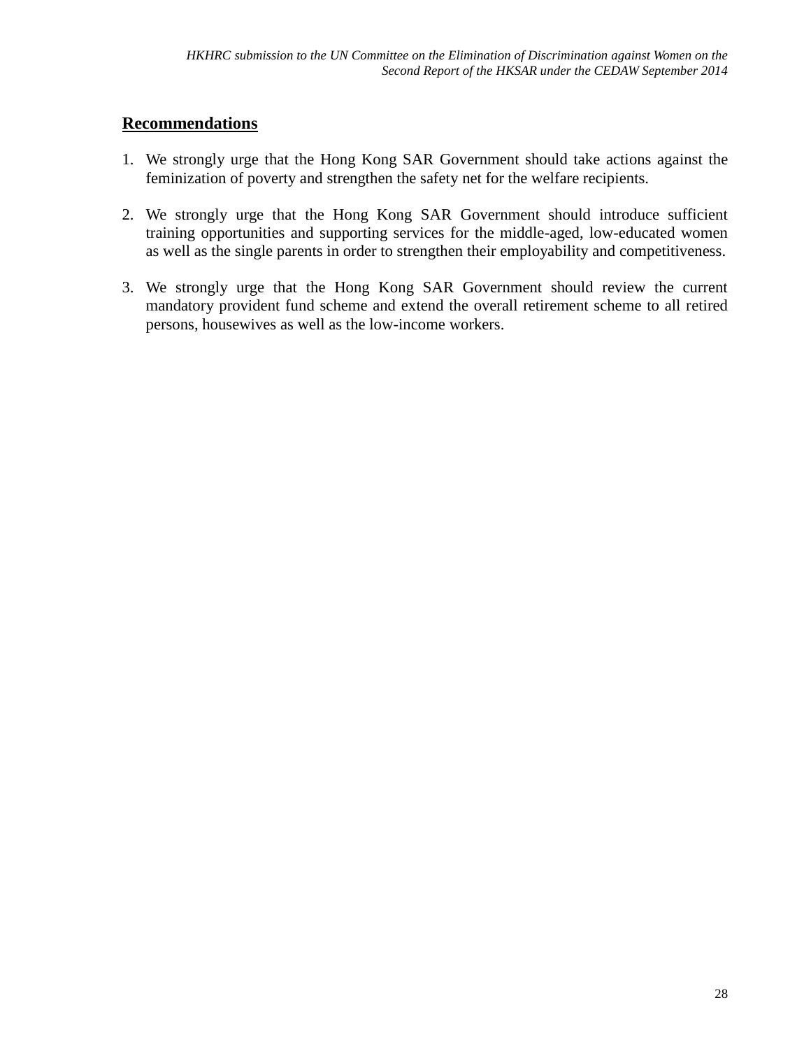**Recommendations**

1. We strongly urge that the Hong Kong SAR Government should take actions against the feminization of poverty and strengthen the safety net for the welfare recipients.

2. We strongly urge that the Hong Kong SAR Government should introduce sufficient training opportunities and supporting services for the middle-aged, low-educated women as well as the single parents in order to strengthen their employability and competitiveness.

3. We strongly urge that the Hong Kong SAR Government should review the current mandatory provident fund scheme and extend the overall retirement scheme to all retired persons, housewives as well as the low-income workers.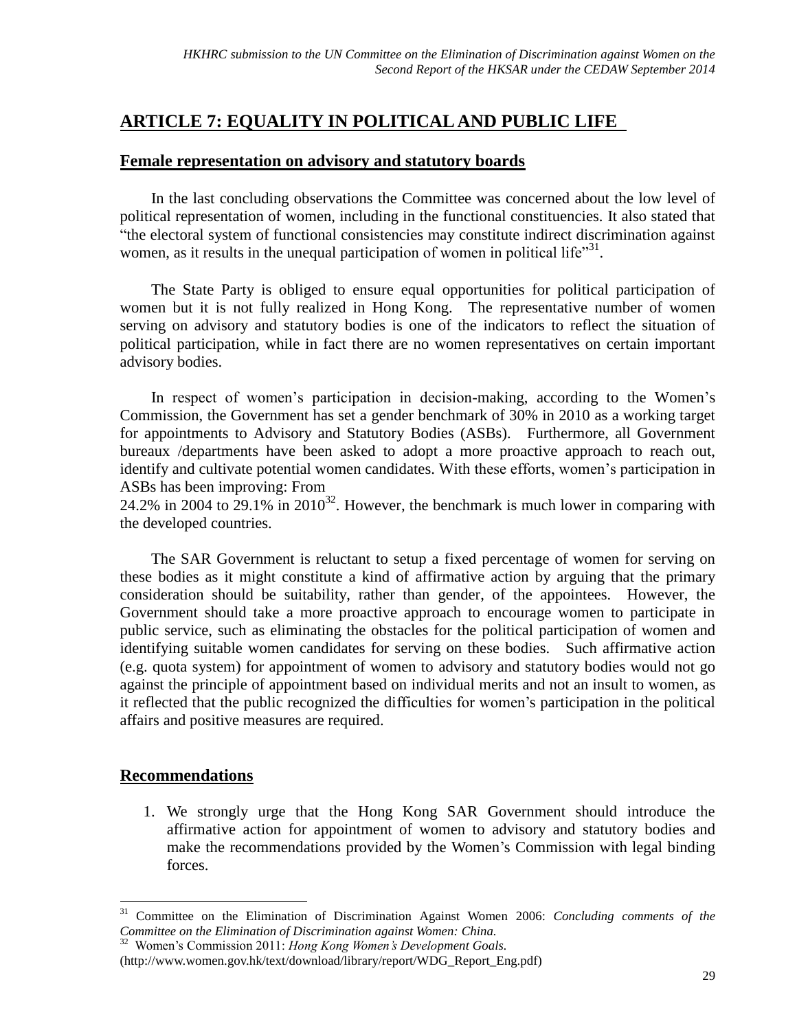## ARTICLE 7: EQUALITY IN POLITICAL AND PUBLIC LIFE

### Female representation on advisory and statutory boards

In the last concluding observations the Committee was concerned about the low level of political representation of women, including in the functional constituencies. It also stated that "the electoral system of functional consistencies may constitute indirect discrimination against women, as it results in the unequal participation of women in political life"[31].

The State Party is obliged to ensure equal opportunities for political participation of women but it is not fully realized in Hong Kong. The representative number of women serving on advisory and statutory bodies is one of the indicators to reflect the situation of political participation, while in fact there are no women representatives on certain important advisory bodies.

In respect of women's participation in decision-making, according to the Women's Commission, the Government has set a gender benchmark of 30% in 2010 as a working target for appointments to Advisory and Statutory Bodies (ASBs). Furthermore, all Government bureaux /departments have been asked to adopt a more proactive approach to reach out, identify and cultivate potential women candidates. With these efforts, women's participation in ASBs has been improving: From
24.2% in 2004 to 29.1% in 2010[32]. However, the benchmark is much lower in comparing with the developed countries.

The SAR Government is reluctant to setup a fixed percentage of women for serving on these bodies as it might constitute a kind of affirmative action by arguing that the primary consideration should be suitability, rather than gender, of the appointees. However, the Government should take a more proactive approach to encourage women to participate in public service, such as eliminating the obstacles for the political participation of women and identifying suitable women candidates for serving on these bodies. Such affirmative action (e.g. quota system) for appointment of women to advisory and statutory bodies would not go against the principle of appointment based on individual merits and not an insult to women, as it reflected that the public recognized the difficulties for women's participation in the political affairs and positive measures are required.

### Recommendations

1. We strongly urge that the Hong Kong SAR Government should introduce the affirmative action for appointment of women to advisory and statutory bodies and make the recommendations provided by the Women's Commission with legal binding forces.

---

[31] Committee on the Elimination of Discrimination Against Women 2006: *Concluding comments of the Committee on the Elimination of Discrimination against Women: China.*

[32] Women's Commission 2011: *Hong Kong Women's Development Goals.* (http://www.women.gov.hk/text/download/library/report/WDG_Report_Eng.pdf)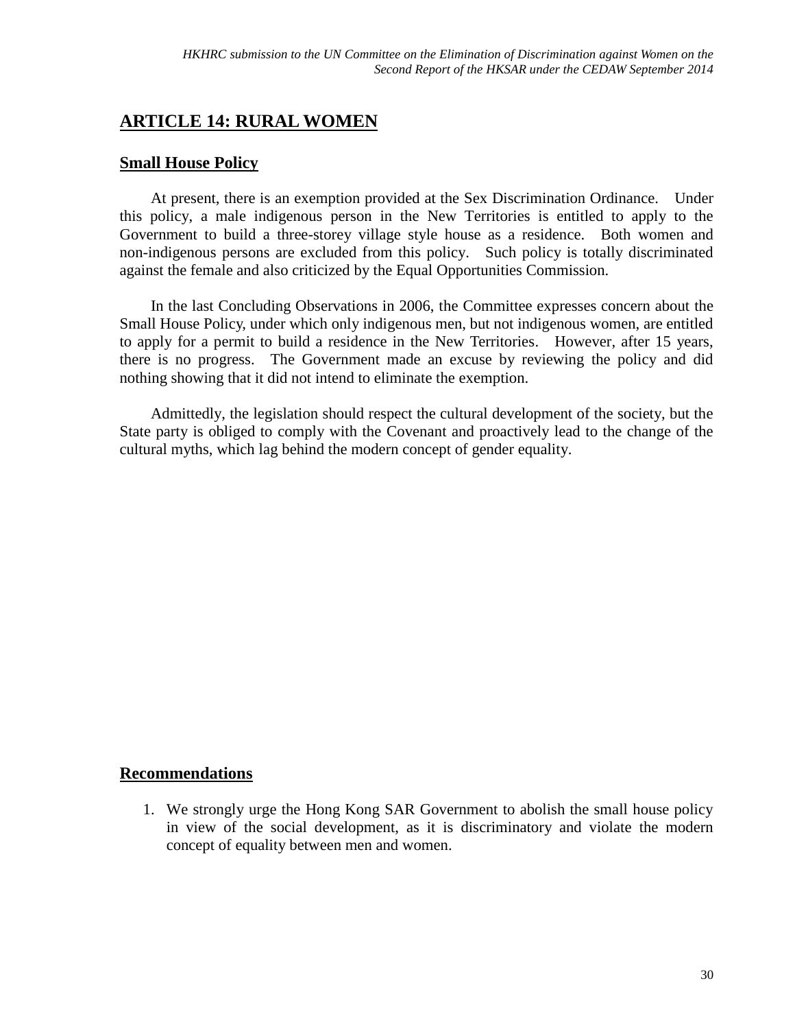## ARTICLE 14: RURAL WOMEN

### Small House Policy

At present, there is an exemption provided at the Sex Discrimination Ordinance. Under this policy, a male indigenous person in the New Territories is entitled to apply to the Government to build a three-storey village style house as a residence. Both women and non-indigenous persons are excluded from this policy. Such policy is totally discriminated against the female and also criticized by the Equal Opportunities Commission.

In the last Concluding Observations in 2006, the Committee expresses concern about the Small House Policy, under which only indigenous men, but not indigenous women, are entitled to apply for a permit to build a residence in the New Territories. However, after 15 years, there is no progress. The Government made an excuse by reviewing the policy and did nothing showing that it did not intend to eliminate the exemption.

Admittedly, the legislation should respect the cultural development of the society, but the State party is obliged to comply with the Covenant and proactively lead to the change of the cultural myths, which lag behind the modern concept of gender equality.

### Recommendations

1. We strongly urge the Hong Kong SAR Government to abolish the small house policy in view of the social development, as it is discriminatory and violate the modern concept of equality between men and women.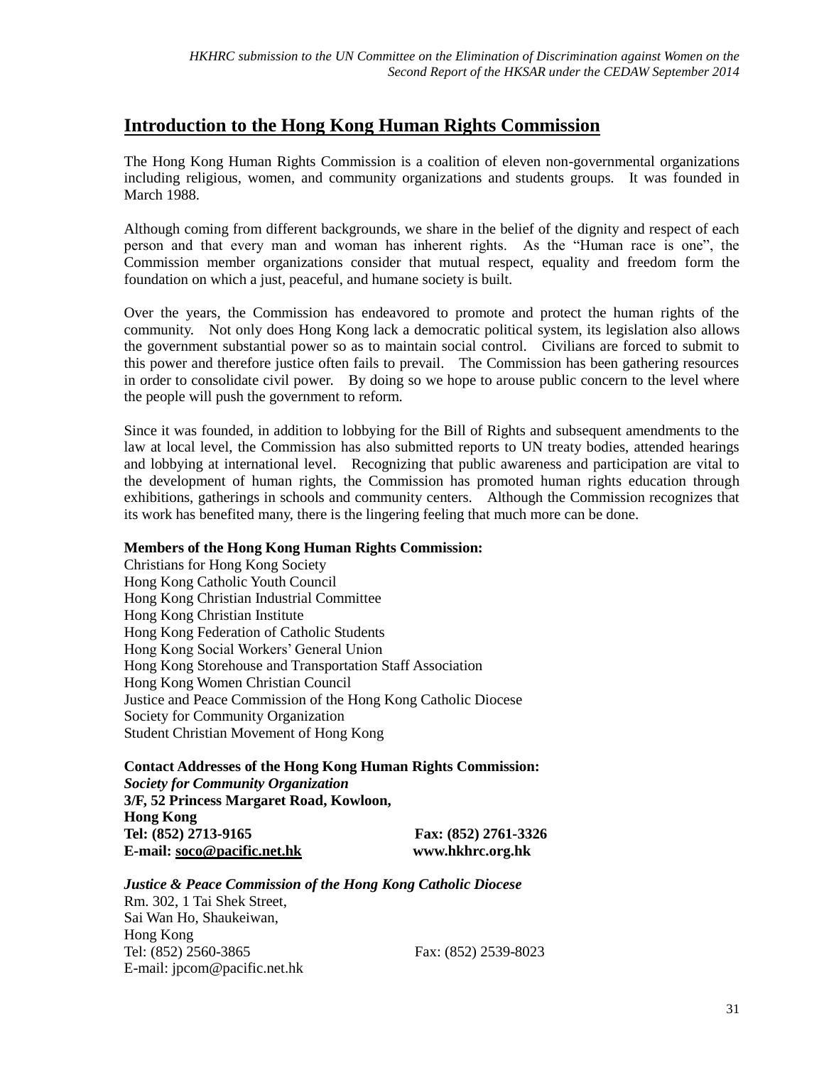## Introduction to the Hong Kong Human Rights Commission

The Hong Kong Human Rights Commission is a coalition of eleven non-governmental organizations including religious, women, and community organizations and students groups. It was founded in March 1988.

Although coming from different backgrounds, we share in the belief of the dignity and respect of each person and that every man and woman has inherent rights. As the "Human race is one", the Commission member organizations consider that mutual respect, equality and freedom form the foundation on which a just, peaceful, and humane society is built.

Over the years, the Commission has endeavored to promote and protect the human rights of the community. Not only does Hong Kong lack a democratic political system, its legislation also allows the government substantial power so as to maintain social control. Civilians are forced to submit to this power and therefore justice often fails to prevail. The Commission has been gathering resources in order to consolidate civil power. By doing so we hope to arouse public concern to the level where the people will push the government to reform.

Since it was founded, in addition to lobbying for the Bill of Rights and subsequent amendments to the law at local level, the Commission has also submitted reports to UN treaty bodies, attended hearings and lobbying at international level. Recognizing that public awareness and participation are vital to the development of human rights, the Commission has promoted human rights education through exhibitions, gatherings in schools and community centers. Although the Commission recognizes that its work has benefited many, there is the lingering feeling that much more can be done.

**Members of the Hong Kong Human Rights Commission:**

Christians for Hong Kong Society
Hong Kong Catholic Youth Council
Hong Kong Christian Industrial Committee
Hong Kong Christian Institute
Hong Kong Federation of Catholic Students
Hong Kong Social Workers' General Union
Hong Kong Storehouse and Transportation Staff Association
Hong Kong Women Christian Council
Justice and Peace Commission of the Hong Kong Catholic Diocese
Society for Community Organization
Student Christian Movement of Hong Kong

**Contact Addresses of the Hong Kong Human Rights Commission:**

***Society for Community Organization***
**3/F, 52 Princess Margaret Road, Kowloon,**
**Hong Kong**
**Tel: (852) 2713-9165** **Fax: (852) 2761-3326**
**E-mail: soco@pacific.net.hk** **www.hkhrc.org.hk**

***Justice & Peace Commission of the Hong Kong Catholic Diocese***
Rm. 302, 1 Tai Shek Street,
Sai Wan Ho, Shaukeiwan,
Hong Kong
Tel: (852) 2560-3865 Fax: (852) 2539-8023
E-mail: jpcom@pacific.net.hk